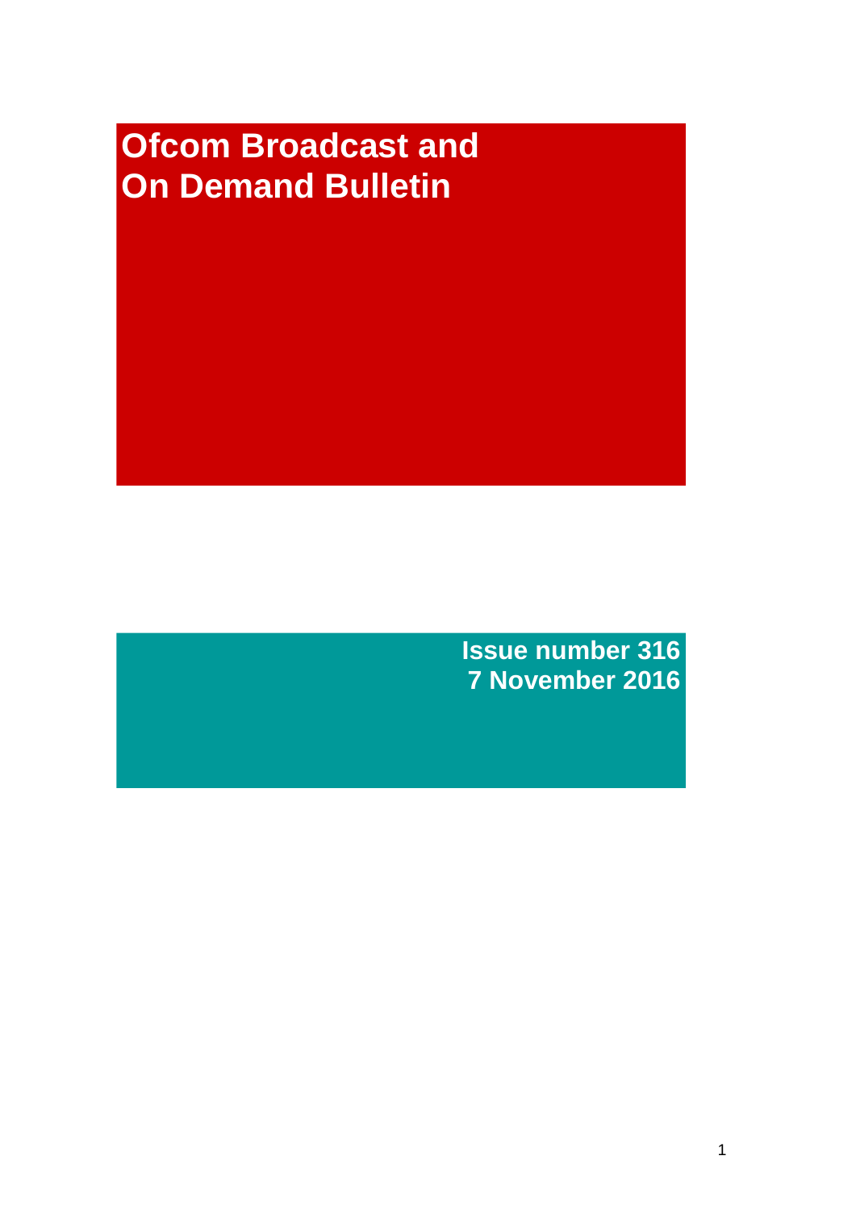# Ofcom Broadcast and On Demand Bulletin

**Issue number 316**
**7 November 2016**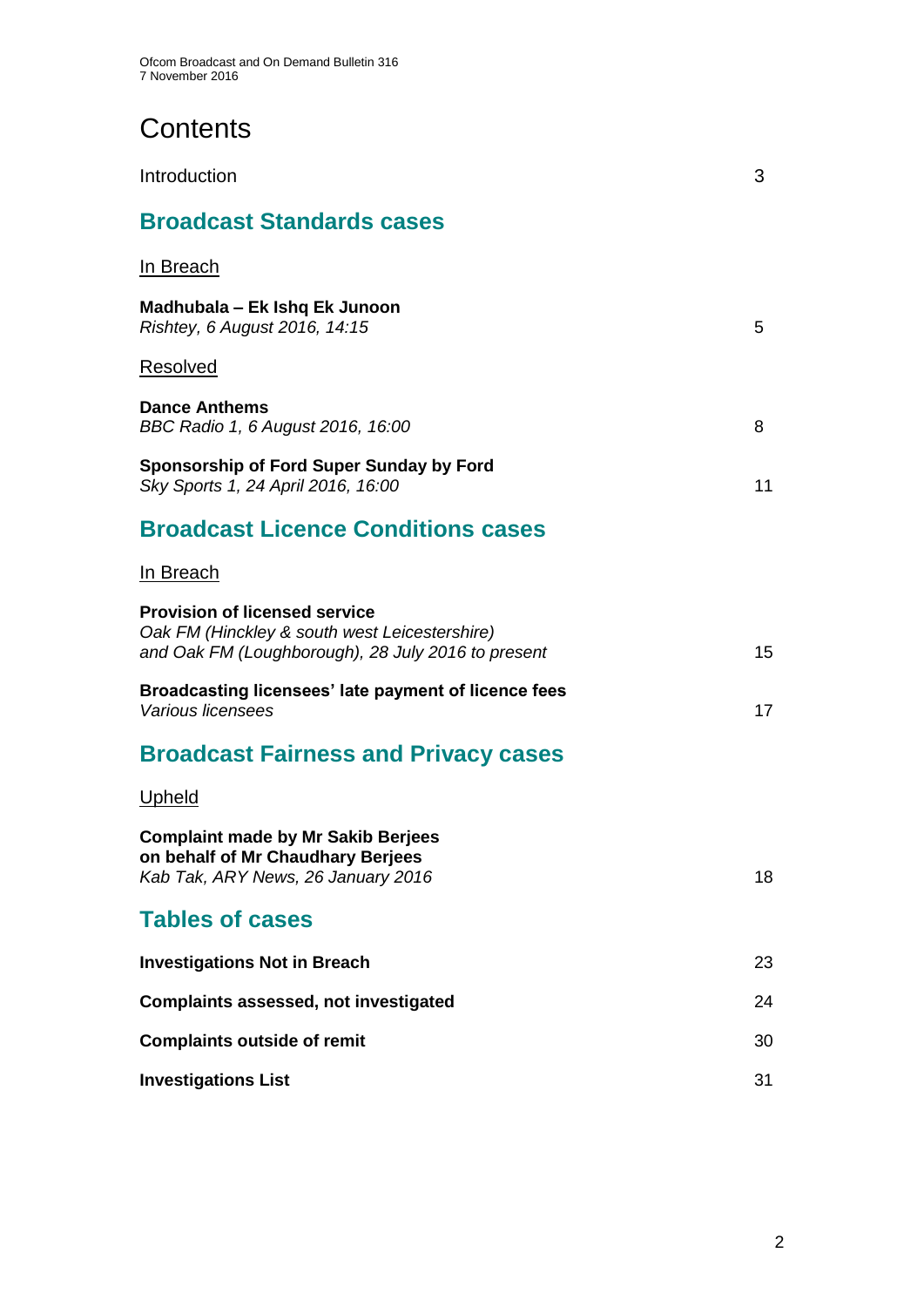# Contents

Introduction 3

## Broadcast Standards cases

In Breach

**Madhubala – Ek Ishq Ek Junoon**
*Rishtey, 6 August 2016, 14:15* 5

Resolved

**Dance Anthems**
*BBC Radio 1, 6 August 2016, 16:00* 8

**Sponsorship of Ford Super Sunday by Ford**
*Sky Sports 1, 24 April 2016, 16:00* 11

## Broadcast Licence Conditions cases

In Breach

**Provision of licensed service**
*Oak FM (Hinckley & south west Leicestershire) and Oak FM (Loughborough), 28 July 2016 to present* 15

**Broadcasting licensees' late payment of licence fees**
*Various licensees* 17

## Broadcast Fairness and Privacy cases

Upheld

**Complaint made by Mr Sakib Berjees on behalf of Mr Chaudhary Berjees**
*Kab Tak, ARY News, 26 January 2016* 18

## Tables of cases

**Investigations Not in Breach** 23

**Complaints assessed, not investigated** 24

**Complaints outside of remit** 30

**Investigations List** 31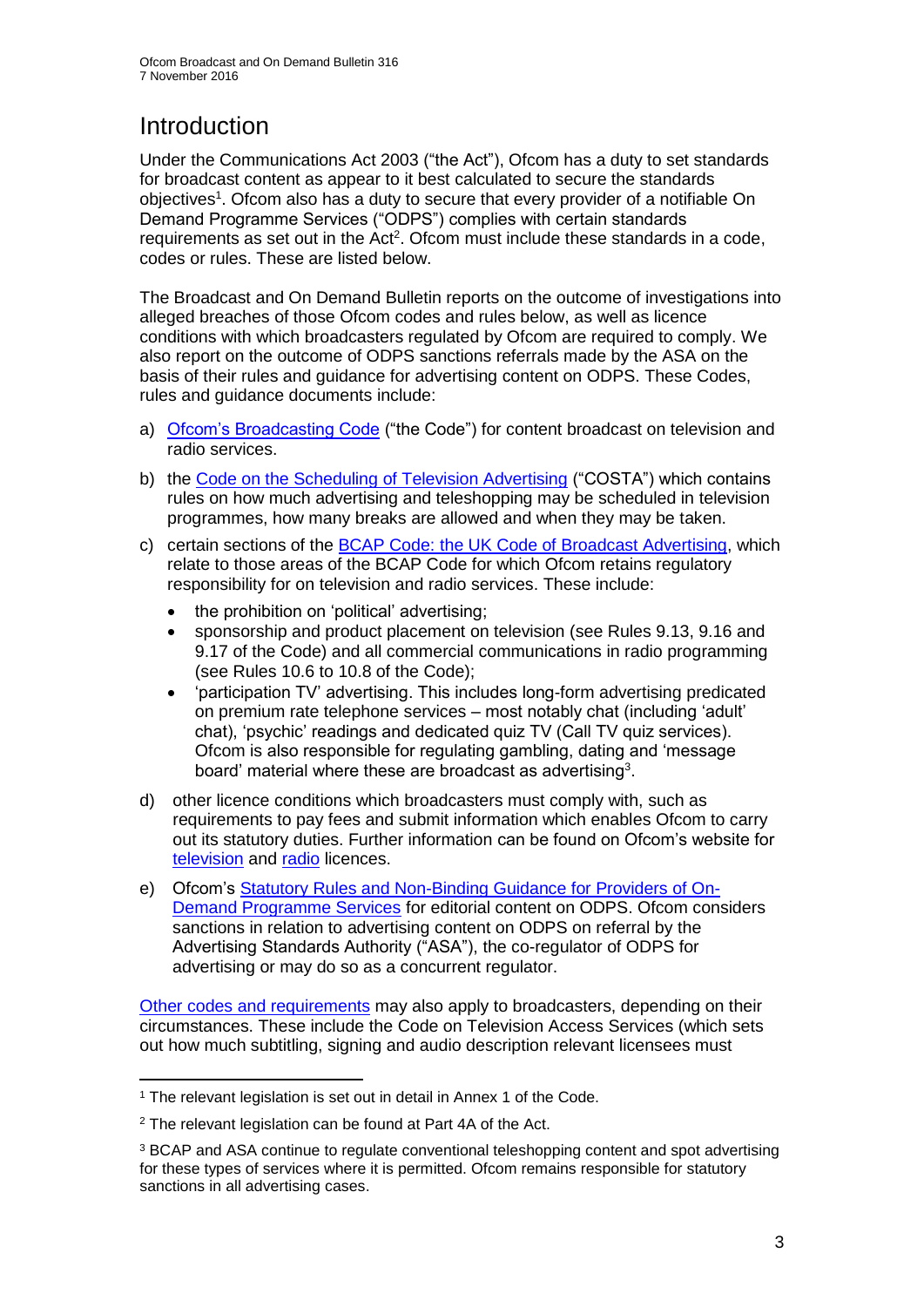# Introduction

Under the Communications Act 2003 ("the Act"), Ofcom has a duty to set standards for broadcast content as appear to it best calculated to secure the standards objectives[1]. Ofcom also has a duty to secure that every provider of a notifiable On Demand Programme Services ("ODPS") complies with certain standards requirements as set out in the Act[2]. Ofcom must include these standards in a code, codes or rules. These are listed below.

The Broadcast and On Demand Bulletin reports on the outcome of investigations into alleged breaches of those Ofcom codes and rules below, as well as licence conditions with which broadcasters regulated by Ofcom are required to comply. We also report on the outcome of ODPS sanctions referrals made by the ASA on the basis of their rules and guidance for advertising content on ODPS. These Codes, rules and guidance documents include:

a) Ofcom's Broadcasting Code ("the Code") for content broadcast on television and radio services.

b) the Code on the Scheduling of Television Advertising ("COSTA") which contains rules on how much advertising and teleshopping may be scheduled in television programmes, how many breaks are allowed and when they may be taken.

c) certain sections of the BCAP Code: the UK Code of Broadcast Advertising, which relate to those areas of the BCAP Code for which Ofcom retains regulatory responsibility for on television and radio services. These include:
   - the prohibition on 'political' advertising;
   - sponsorship and product placement on television (see Rules 9.13, 9.16 and 9.17 of the Code) and all commercial communications in radio programming (see Rules 10.6 to 10.8 of the Code);
   - 'participation TV' advertising. This includes long-form advertising predicated on premium rate telephone services – most notably chat (including 'adult' chat), 'psychic' readings and dedicated quiz TV (Call TV quiz services). Ofcom is also responsible for regulating gambling, dating and 'message board' material where these are broadcast as advertising[3].

d) other licence conditions which broadcasters must comply with, such as requirements to pay fees and submit information which enables Ofcom to carry out its statutory duties. Further information can be found on Ofcom's website for television and radio licences.

e) Ofcom's Statutory Rules and Non-Binding Guidance for Providers of On-Demand Programme Services for editorial content on ODPS. Ofcom considers sanctions in relation to advertising content on ODPS on referral by the Advertising Standards Authority ("ASA"), the co-regulator of ODPS for advertising or may do so as a concurrent regulator.

Other codes and requirements may also apply to broadcasters, depending on their circumstances. These include the Code on Television Access Services (which sets out how much subtitling, signing and audio description relevant licensees must

---

[1] The relevant legislation is set out in detail in Annex 1 of the Code.

[2] The relevant legislation can be found at Part 4A of the Act.

[3] BCAP and ASA continue to regulate conventional teleshopping content and spot advertising for these types of services where it is permitted. Ofcom remains responsible for statutory sanctions in all advertising cases.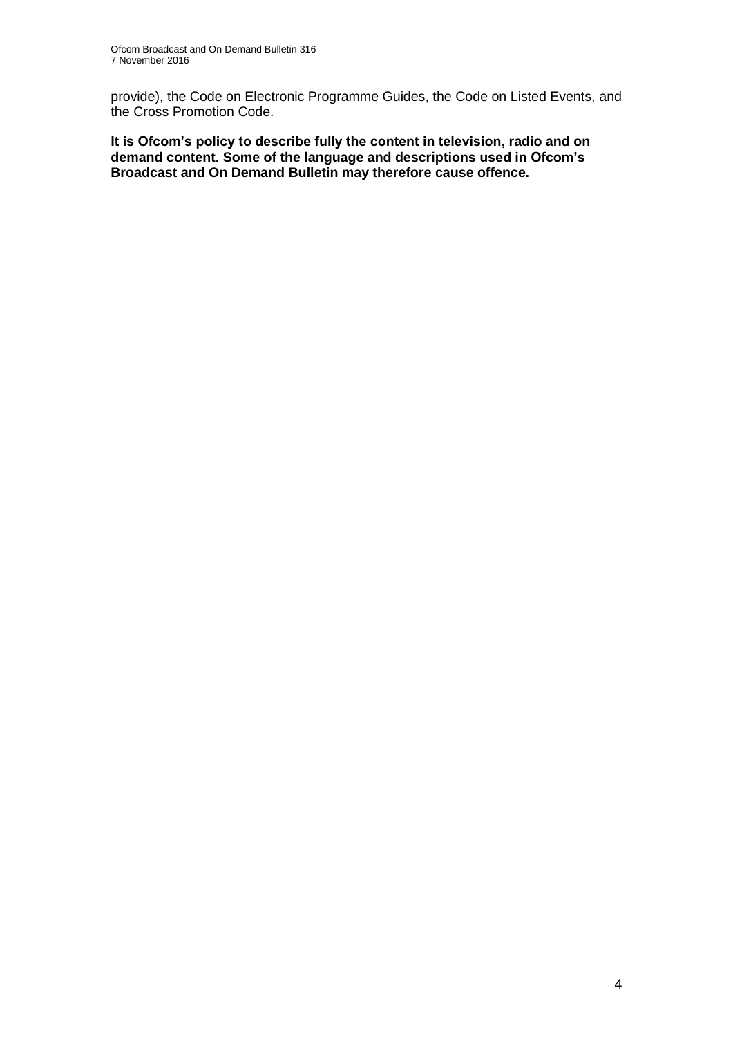provide), the Code on Electronic Programme Guides, the Code on Listed Events, and the Cross Promotion Code.

**It is Ofcom's policy to describe fully the content in television, radio and on demand content. Some of the language and descriptions used in Ofcom's Broadcast and On Demand Bulletin may therefore cause offence.**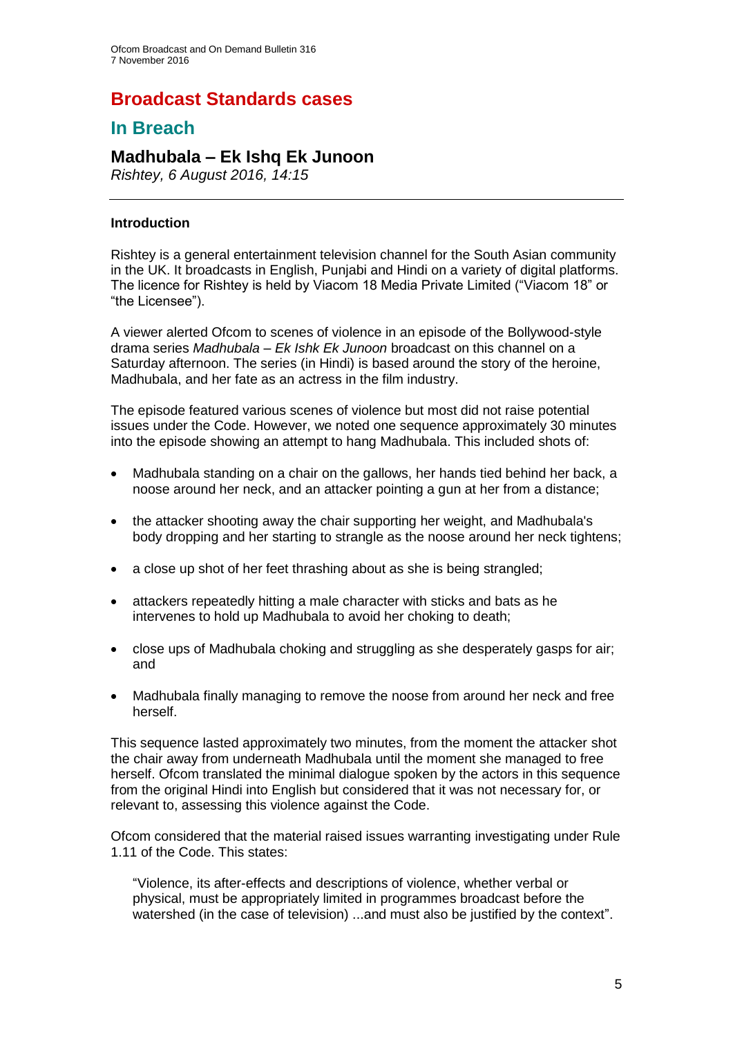# Broadcast Standards cases

## In Breach

### Madhubala – Ek Ishq Ek Junoon

*Rishtey, 6 August 2016, 14:15*

---

**Introduction**

Rishtey is a general entertainment television channel for the South Asian community in the UK. It broadcasts in English, Punjabi and Hindi on a variety of digital platforms. The licence for Rishtey is held by Viacom 18 Media Private Limited ("Viacom 18" or "the Licensee").

A viewer alerted Ofcom to scenes of violence in an episode of the Bollywood-style drama series *Madhubala – Ek Ishk Ek Junoon* broadcast on this channel on a Saturday afternoon. The series (in Hindi) is based around the story of the heroine, Madhubala, and her fate as an actress in the film industry.

The episode featured various scenes of violence but most did not raise potential issues under the Code. However, we noted one sequence approximately 30 minutes into the episode showing an attempt to hang Madhubala. This included shots of:

- Madhubala standing on a chair on the gallows, her hands tied behind her back, a noose around her neck, and an attacker pointing a gun at her from a distance;
- the attacker shooting away the chair supporting her weight, and Madhubala's body dropping and her starting to strangle as the noose around her neck tightens;
- a close up shot of her feet thrashing about as she is being strangled;
- attackers repeatedly hitting a male character with sticks and bats as he intervenes to hold up Madhubala to avoid her choking to death;
- close ups of Madhubala choking and struggling as she desperately gasps for air; and
- Madhubala finally managing to remove the noose from around her neck and free herself.

This sequence lasted approximately two minutes, from the moment the attacker shot the chair away from underneath Madhubala until the moment she managed to free herself. Ofcom translated the minimal dialogue spoken by the actors in this sequence from the original Hindi into English but considered that it was not necessary for, or relevant to, assessing this violence against the Code.

Ofcom considered that the material raised issues warranting investigating under Rule 1.11 of the Code. This states:

> "Violence, its after-effects and descriptions of violence, whether verbal or physical, must be appropriately limited in programmes broadcast before the watershed (in the case of television) ...and must also be justified by the context".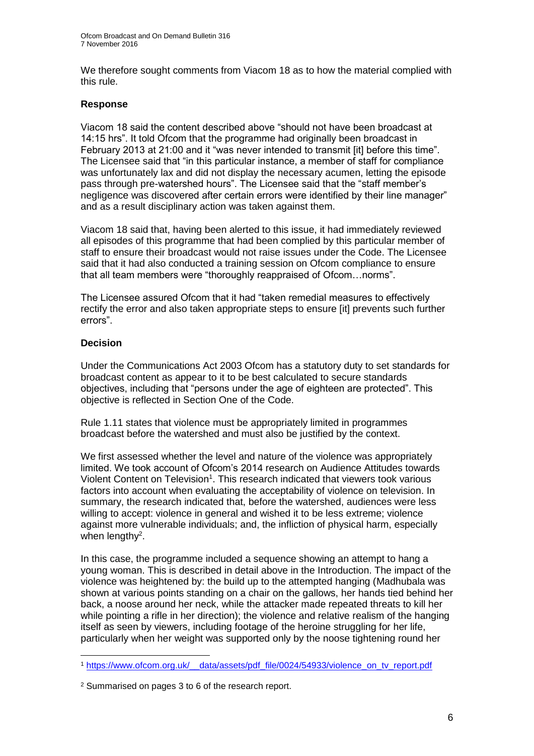We therefore sought comments from Viacom 18 as to how the material complied with this rule.

**Response**

Viacom 18 said the content described above "should not have been broadcast at 14:15 hrs". It told Ofcom that the programme had originally been broadcast in February 2013 at 21:00 and it "was never intended to transmit [it] before this time". The Licensee said that "in this particular instance, a member of staff for compliance was unfortunately lax and did not display the necessary acumen, letting the episode pass through pre-watershed hours". The Licensee said that the "staff member's negligence was discovered after certain errors were identified by their line manager" and as a result disciplinary action was taken against them.

Viacom 18 said that, having been alerted to this issue, it had immediately reviewed all episodes of this programme that had been complied by this particular member of staff to ensure their broadcast would not raise issues under the Code. The Licensee said that it had also conducted a training session on Ofcom compliance to ensure that all team members were "thoroughly reappraised of Ofcom…norms".

The Licensee assured Ofcom that it had "taken remedial measures to effectively rectify the error and also taken appropriate steps to ensure [it] prevents such further errors".

**Decision**

Under the Communications Act 2003 Ofcom has a statutory duty to set standards for broadcast content as appear to it to be best calculated to secure standards objectives, including that "persons under the age of eighteen are protected". This objective is reflected in Section One of the Code.

Rule 1.11 states that violence must be appropriately limited in programmes broadcast before the watershed and must also be justified by the context.

We first assessed whether the level and nature of the violence was appropriately limited. We took account of Ofcom's 2014 research on Audience Attitudes towards Violent Content on Television[1]. This research indicated that viewers took various factors into account when evaluating the acceptability of violence on television. In summary, the research indicated that, before the watershed, audiences were less willing to accept: violence in general and wished it to be less extreme; violence against more vulnerable individuals; and, the infliction of physical harm, especially when lengthy[2].

In this case, the programme included a sequence showing an attempt to hang a young woman. This is described in detail above in the Introduction. The impact of the violence was heightened by: the build up to the attempted hanging (Madhubala was shown at various points standing on a chair on the gallows, her hands tied behind her back, a noose around her neck, while the attacker made repeated threats to kill her while pointing a rifle in her direction); the violence and relative realism of the hanging itself as seen by viewers, including footage of the heroine struggling for her life, particularly when her weight was supported only by the noose tightening round her

[1] https://www.ofcom.org.uk/__data/assets/pdf_file/0024/54933/violence_on_tv_report.pdf

[2] Summarised on pages 3 to 6 of the research report.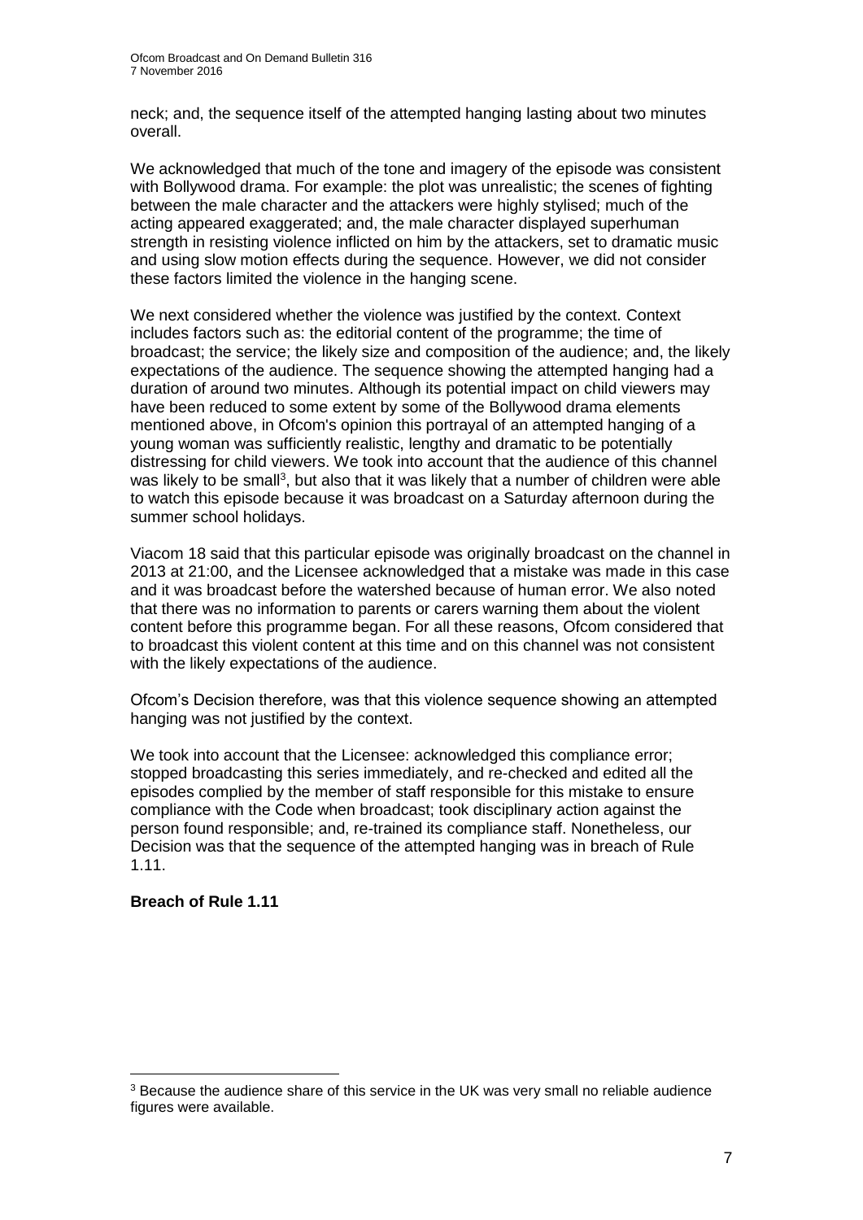neck; and, the sequence itself of the attempted hanging lasting about two minutes overall.

We acknowledged that much of the tone and imagery of the episode was consistent with Bollywood drama. For example: the plot was unrealistic; the scenes of fighting between the male character and the attackers were highly stylised; much of the acting appeared exaggerated; and, the male character displayed superhuman strength in resisting violence inflicted on him by the attackers, set to dramatic music and using slow motion effects during the sequence. However, we did not consider these factors limited the violence in the hanging scene.

We next considered whether the violence was justified by the context. Context includes factors such as: the editorial content of the programme; the time of broadcast; the service; the likely size and composition of the audience; and, the likely expectations of the audience. The sequence showing the attempted hanging had a duration of around two minutes. Although its potential impact on child viewers may have been reduced to some extent by some of the Bollywood drama elements mentioned above, in Ofcom's opinion this portrayal of an attempted hanging of a young woman was sufficiently realistic, lengthy and dramatic to be potentially distressing for child viewers. We took into account that the audience of this channel was likely to be small[3], but also that it was likely that a number of children were able to watch this episode because it was broadcast on a Saturday afternoon during the summer school holidays.

Viacom 18 said that this particular episode was originally broadcast on the channel in 2013 at 21:00, and the Licensee acknowledged that a mistake was made in this case and it was broadcast before the watershed because of human error. We also noted that there was no information to parents or carers warning them about the violent content before this programme began. For all these reasons, Ofcom considered that to broadcast this violent content at this time and on this channel was not consistent with the likely expectations of the audience.

Ofcom's Decision therefore, was that this violence sequence showing an attempted hanging was not justified by the context.

We took into account that the Licensee: acknowledged this compliance error; stopped broadcasting this series immediately, and re-checked and edited all the episodes complied by the member of staff responsible for this mistake to ensure compliance with the Code when broadcast; took disciplinary action against the person found responsible; and, re-trained its compliance staff. Nonetheless, our Decision was that the sequence of the attempted hanging was in breach of Rule 1.11.

**Breach of Rule 1.11**

[3] Because the audience share of this service in the UK was very small no reliable audience figures were available.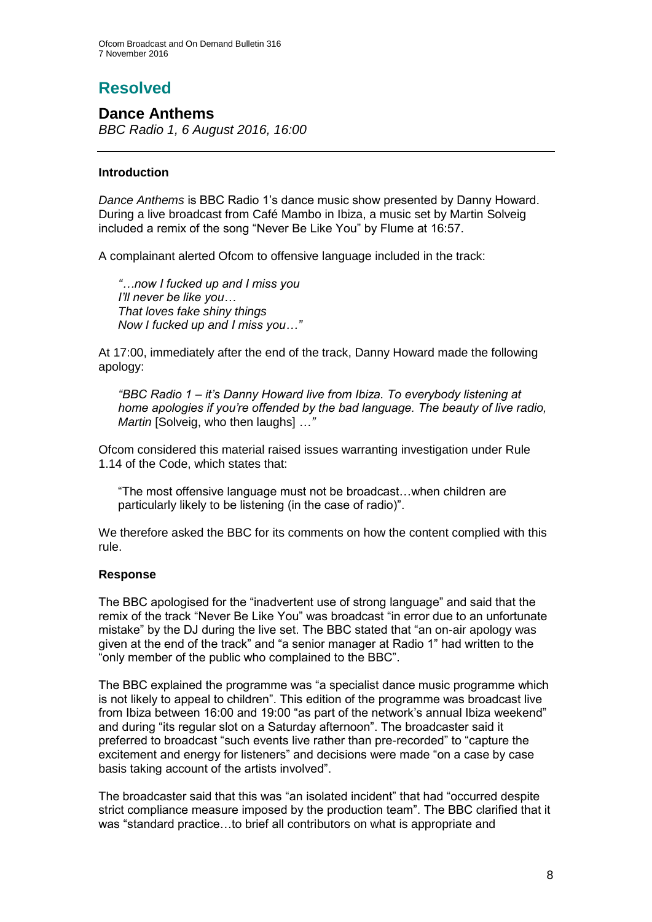# Resolved

## Dance Anthems

*BBC Radio 1, 6 August 2016, 16:00*

### Introduction

*Dance Anthems* is BBC Radio 1's dance music show presented by Danny Howard. During a live broadcast from Café Mambo in Ibiza, a music set by Martin Solveig included a remix of the song "Never Be Like You" by Flume at 16:57.

A complainant alerted Ofcom to offensive language included in the track:

> *"…now I fucked up and I miss you*
> *I'll never be like you…*
> *That loves fake shiny things*
> *Now I fucked up and I miss you…"*

At 17:00, immediately after the end of the track, Danny Howard made the following apology:

> *"BBC Radio 1 – it's Danny Howard live from Ibiza. To everybody listening at home apologies if you're offended by the bad language. The beauty of live radio, Martin* [Solveig, who then laughs] *…"*

Ofcom considered this material raised issues warranting investigation under Rule 1.14 of the Code, which states that:

> "The most offensive language must not be broadcast…when children are particularly likely to be listening (in the case of radio)".

We therefore asked the BBC for its comments on how the content complied with this rule.

### Response

The BBC apologised for the "inadvertent use of strong language" and said that the remix of the track "Never Be Like You" was broadcast "in error due to an unfortunate mistake" by the DJ during the live set. The BBC stated that "an on-air apology was given at the end of the track" and "a senior manager at Radio 1" had written to the "only member of the public who complained to the BBC".

The BBC explained the programme was "a specialist dance music programme which is not likely to appeal to children". This edition of the programme was broadcast live from Ibiza between 16:00 and 19:00 "as part of the network's annual Ibiza weekend" and during "its regular slot on a Saturday afternoon". The broadcaster said it preferred to broadcast "such events live rather than pre-recorded" to "capture the excitement and energy for listeners" and decisions were made "on a case by case basis taking account of the artists involved".

The broadcaster said that this was "an isolated incident" that had "occurred despite strict compliance measure imposed by the production team". The BBC clarified that it was "standard practice…to brief all contributors on what is appropriate and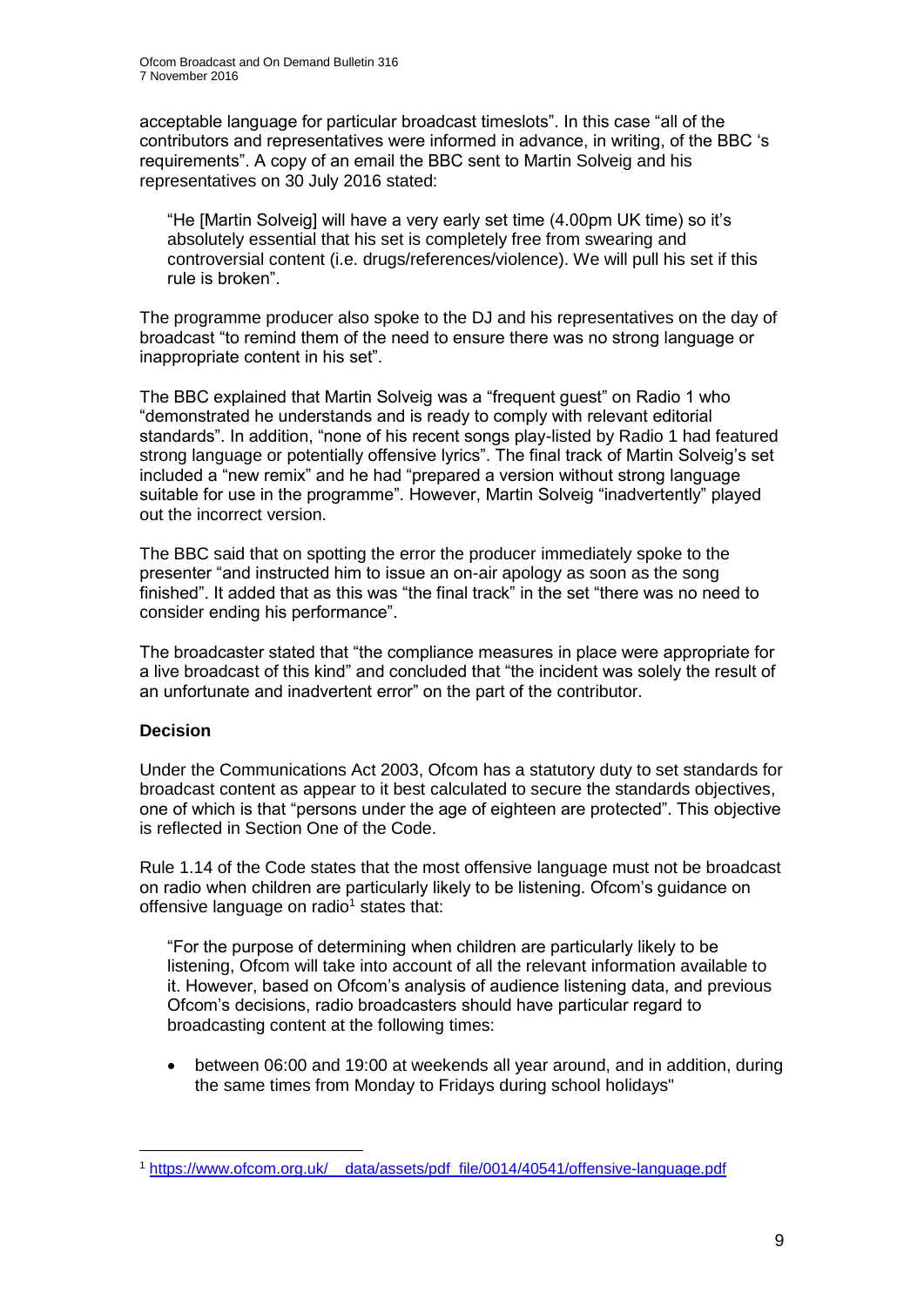acceptable language for particular broadcast timeslots". In this case "all of the contributors and representatives were informed in advance, in writing, of the BBC 's requirements". A copy of an email the BBC sent to Martin Solveig and his representatives on 30 July 2016 stated:

> "He [Martin Solveig] will have a very early set time (4.00pm UK time) so it's absolutely essential that his set is completely free from swearing and controversial content (i.e. drugs/references/violence). We will pull his set if this rule is broken".

The programme producer also spoke to the DJ and his representatives on the day of broadcast "to remind them of the need to ensure there was no strong language or inappropriate content in his set".

The BBC explained that Martin Solveig was a "frequent guest" on Radio 1 who "demonstrated he understands and is ready to comply with relevant editorial standards". In addition, "none of his recent songs play-listed by Radio 1 had featured strong language or potentially offensive lyrics". The final track of Martin Solveig's set included a "new remix" and he had "prepared a version without strong language suitable for use in the programme". However, Martin Solveig "inadvertently" played out the incorrect version.

The BBC said that on spotting the error the producer immediately spoke to the presenter "and instructed him to issue an on-air apology as soon as the song finished". It added that as this was "the final track" in the set "there was no need to consider ending his performance".

The broadcaster stated that "the compliance measures in place were appropriate for a live broadcast of this kind" and concluded that "the incident was solely the result of an unfortunate and inadvertent error" on the part of the contributor.

**Decision**

Under the Communications Act 2003, Ofcom has a statutory duty to set standards for broadcast content as appear to it best calculated to secure the standards objectives, one of which is that "persons under the age of eighteen are protected". This objective is reflected in Section One of the Code.

Rule 1.14 of the Code states that the most offensive language must not be broadcast on radio when children are particularly likely to be listening. Ofcom's guidance on offensive language on radio[1] states that:

> "For the purpose of determining when children are particularly likely to be listening, Ofcom will take into account of all the relevant information available to it. However, based on Ofcom's analysis of audience listening data, and previous Ofcom's decisions, radio broadcasters should have particular regard to broadcasting content at the following times:
>
> - between 06:00 and 19:00 at weekends all year around, and in addition, during the same times from Monday to Fridays during school holidays"

---

[1] https://www.ofcom.org.uk/__data/assets/pdf_file/0014/40541/offensive-language.pdf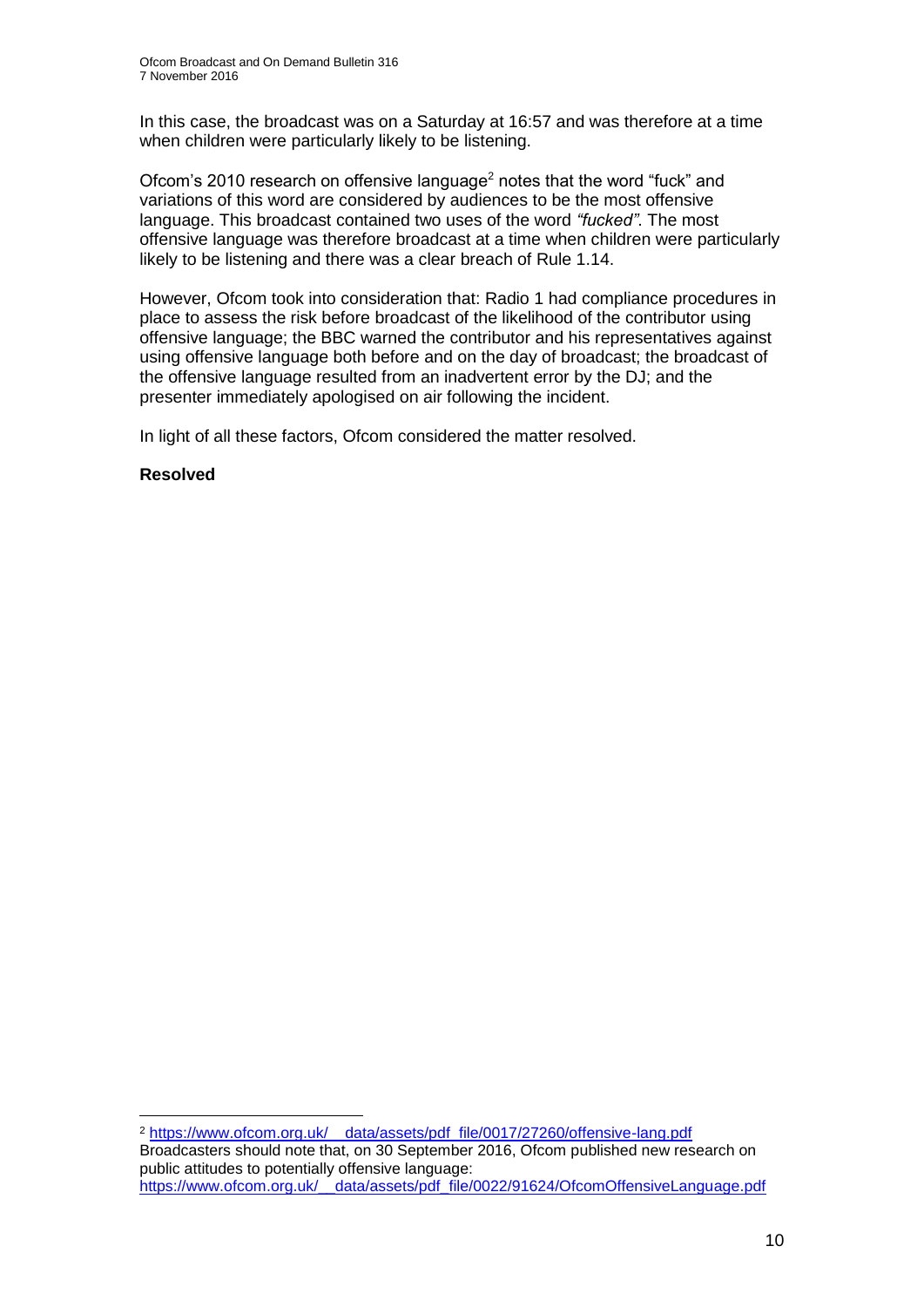In this case, the broadcast was on a Saturday at 16:57 and was therefore at a time when children were particularly likely to be listening.

Ofcom's 2010 research on offensive language[2] notes that the word "fuck" and variations of this word are considered by audiences to be the most offensive language. This broadcast contained two uses of the word *"fucked"*. The most offensive language was therefore broadcast at a time when children were particularly likely to be listening and there was a clear breach of Rule 1.14.

However, Ofcom took into consideration that: Radio 1 had compliance procedures in place to assess the risk before broadcast of the likelihood of the contributor using offensive language; the BBC warned the contributor and his representatives against using offensive language both before and on the day of broadcast; the broadcast of the offensive language resulted from an inadvertent error by the DJ; and the presenter immediately apologised on air following the incident.

In light of all these factors, Ofcom considered the matter resolved.

**Resolved**

---

[2] https://www.ofcom.org.uk/__data/assets/pdf_file/0017/27260/offensive-lang.pdf
Broadcasters should note that, on 30 September 2016, Ofcom published new research on public attitudes to potentially offensive language:
https://www.ofcom.org.uk/__data/assets/pdf_file/0022/91624/OfcomOffensiveLanguage.pdf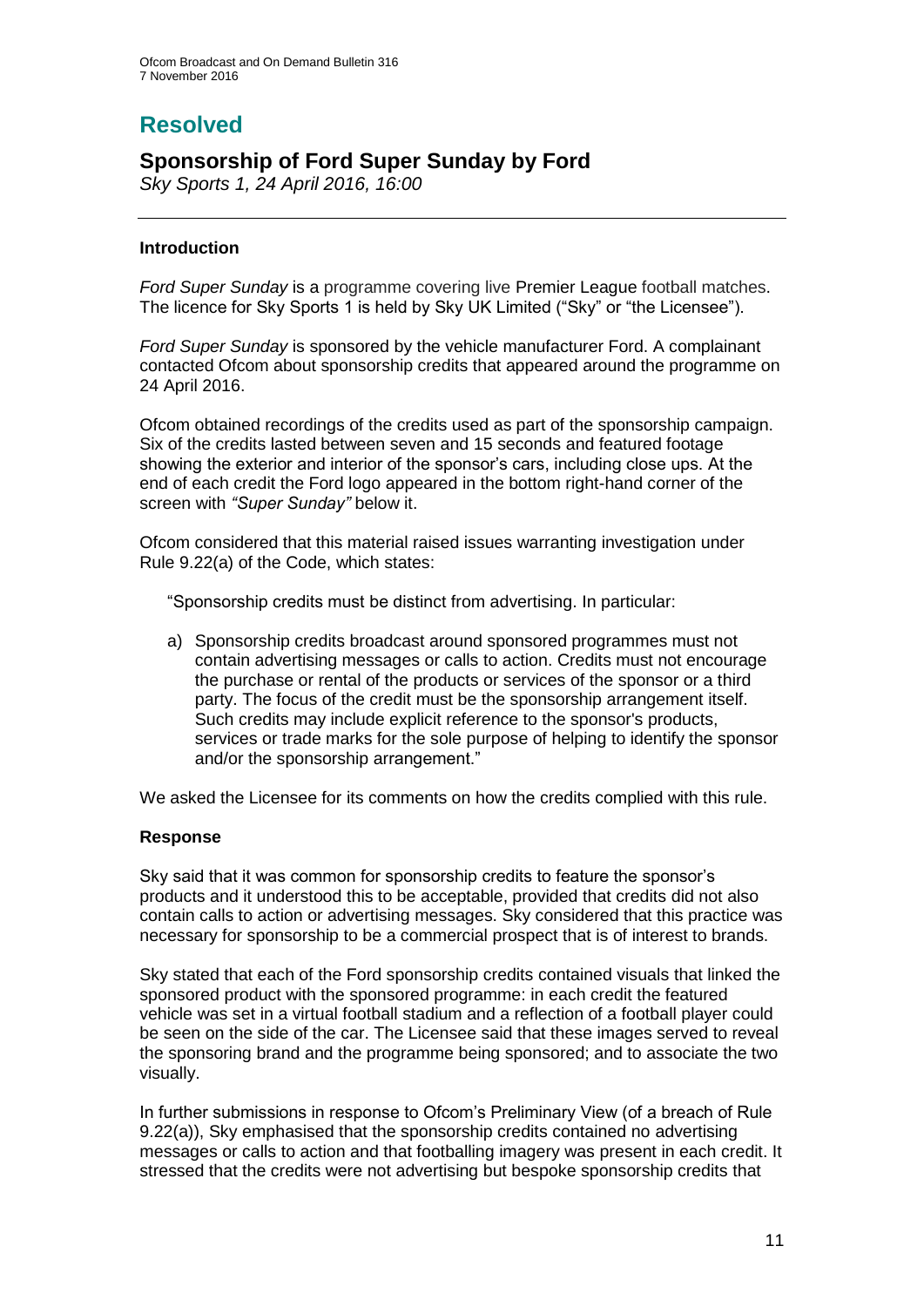# Resolved

## Sponsorship of Ford Super Sunday by Ford

*Sky Sports 1, 24 April 2016, 16:00*

---

### Introduction

*Ford Super Sunday* is a programme covering live Premier League football matches. The licence for Sky Sports 1 is held by Sky UK Limited ("Sky" or "the Licensee").

*Ford Super Sunday* is sponsored by the vehicle manufacturer Ford. A complainant contacted Ofcom about sponsorship credits that appeared around the programme on 24 April 2016.

Ofcom obtained recordings of the credits used as part of the sponsorship campaign. Six of the credits lasted between seven and 15 seconds and featured footage showing the exterior and interior of the sponsor's cars, including close ups. At the end of each credit the Ford logo appeared in the bottom right-hand corner of the screen with *"Super Sunday"* below it.

Ofcom considered that this material raised issues warranting investigation under Rule 9.22(a) of the Code, which states:

> "Sponsorship credits must be distinct from advertising. In particular:
>
> a) Sponsorship credits broadcast around sponsored programmes must not contain advertising messages or calls to action. Credits must not encourage the purchase or rental of the products or services of the sponsor or a third party. The focus of the credit must be the sponsorship arrangement itself. Such credits may include explicit reference to the sponsor's products, services or trade marks for the sole purpose of helping to identify the sponsor and/or the sponsorship arrangement."

We asked the Licensee for its comments on how the credits complied with this rule.

### Response

Sky said that it was common for sponsorship credits to feature the sponsor's products and it understood this to be acceptable, provided that credits did not also contain calls to action or advertising messages. Sky considered that this practice was necessary for sponsorship to be a commercial prospect that is of interest to brands.

Sky stated that each of the Ford sponsorship credits contained visuals that linked the sponsored product with the sponsored programme: in each credit the featured vehicle was set in a virtual football stadium and a reflection of a football player could be seen on the side of the car. The Licensee said that these images served to reveal the sponsoring brand and the programme being sponsored; and to associate the two visually.

In further submissions in response to Ofcom's Preliminary View (of a breach of Rule 9.22(a)), Sky emphasised that the sponsorship credits contained no advertising messages or calls to action and that footballing imagery was present in each credit. It stressed that the credits were not advertising but bespoke sponsorship credits that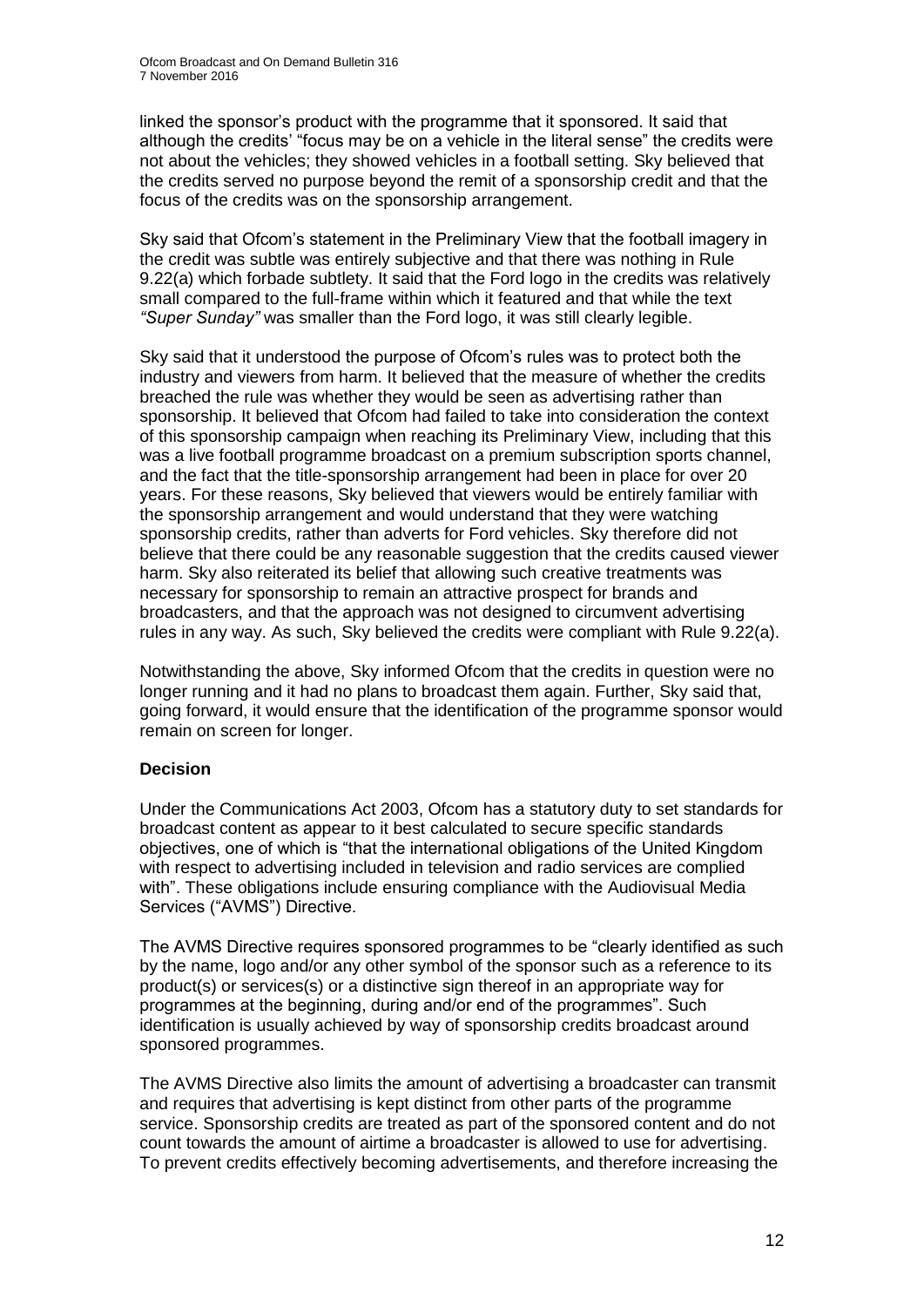linked the sponsor's product with the programme that it sponsored. It said that although the credits' "focus may be on a vehicle in the literal sense" the credits were not about the vehicles; they showed vehicles in a football setting. Sky believed that the credits served no purpose beyond the remit of a sponsorship credit and that the focus of the credits was on the sponsorship arrangement.

Sky said that Ofcom's statement in the Preliminary View that the football imagery in the credit was subtle was entirely subjective and that there was nothing in Rule 9.22(a) which forbade subtlety. It said that the Ford logo in the credits was relatively small compared to the full-frame within which it featured and that while the text *"Super Sunday"* was smaller than the Ford logo, it was still clearly legible.

Sky said that it understood the purpose of Ofcom's rules was to protect both the industry and viewers from harm. It believed that the measure of whether the credits breached the rule was whether they would be seen as advertising rather than sponsorship. It believed that Ofcom had failed to take into consideration the context of this sponsorship campaign when reaching its Preliminary View, including that this was a live football programme broadcast on a premium subscription sports channel, and the fact that the title-sponsorship arrangement had been in place for over 20 years. For these reasons, Sky believed that viewers would be entirely familiar with the sponsorship arrangement and would understand that they were watching sponsorship credits, rather than adverts for Ford vehicles. Sky therefore did not believe that there could be any reasonable suggestion that the credits caused viewer harm. Sky also reiterated its belief that allowing such creative treatments was necessary for sponsorship to remain an attractive prospect for brands and broadcasters, and that the approach was not designed to circumvent advertising rules in any way. As such, Sky believed the credits were compliant with Rule 9.22(a).

Notwithstanding the above, Sky informed Ofcom that the credits in question were no longer running and it had no plans to broadcast them again. Further, Sky said that, going forward, it would ensure that the identification of the programme sponsor would remain on screen for longer.

**Decision**

Under the Communications Act 2003, Ofcom has a statutory duty to set standards for broadcast content as appear to it best calculated to secure specific standards objectives, one of which is "that the international obligations of the United Kingdom with respect to advertising included in television and radio services are complied with". These obligations include ensuring compliance with the Audiovisual Media Services ("AVMS") Directive.

The AVMS Directive requires sponsored programmes to be "clearly identified as such by the name, logo and/or any other symbol of the sponsor such as a reference to its product(s) or services(s) or a distinctive sign thereof in an appropriate way for programmes at the beginning, during and/or end of the programmes". Such identification is usually achieved by way of sponsorship credits broadcast around sponsored programmes.

The AVMS Directive also limits the amount of advertising a broadcaster can transmit and requires that advertising is kept distinct from other parts of the programme service. Sponsorship credits are treated as part of the sponsored content and do not count towards the amount of airtime a broadcaster is allowed to use for advertising. To prevent credits effectively becoming advertisements, and therefore increasing the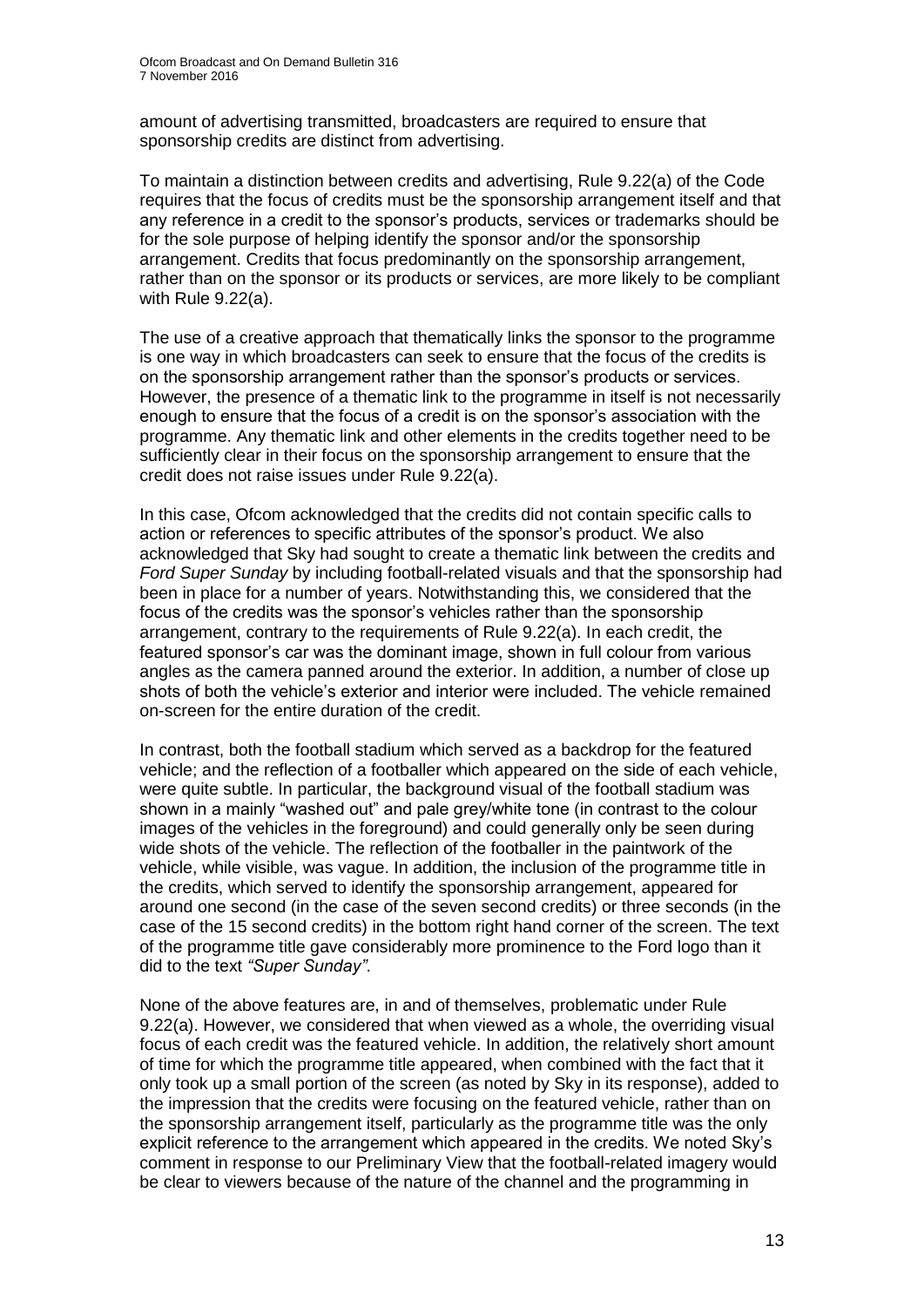amount of advertising transmitted, broadcasters are required to ensure that sponsorship credits are distinct from advertising.

To maintain a distinction between credits and advertising, Rule 9.22(a) of the Code requires that the focus of credits must be the sponsorship arrangement itself and that any reference in a credit to the sponsor's products, services or trademarks should be for the sole purpose of helping identify the sponsor and/or the sponsorship arrangement. Credits that focus predominantly on the sponsorship arrangement, rather than on the sponsor or its products or services, are more likely to be compliant with Rule 9.22(a).

The use of a creative approach that thematically links the sponsor to the programme is one way in which broadcasters can seek to ensure that the focus of the credits is on the sponsorship arrangement rather than the sponsor's products or services. However, the presence of a thematic link to the programme in itself is not necessarily enough to ensure that the focus of a credit is on the sponsor's association with the programme. Any thematic link and other elements in the credits together need to be sufficiently clear in their focus on the sponsorship arrangement to ensure that the credit does not raise issues under Rule 9.22(a).

In this case, Ofcom acknowledged that the credits did not contain specific calls to action or references to specific attributes of the sponsor's product. We also acknowledged that Sky had sought to create a thematic link between the credits and *Ford Super Sunday* by including football-related visuals and that the sponsorship had been in place for a number of years. Notwithstanding this, we considered that the focus of the credits was the sponsor's vehicles rather than the sponsorship arrangement, contrary to the requirements of Rule 9.22(a). In each credit, the featured sponsor's car was the dominant image, shown in full colour from various angles as the camera panned around the exterior. In addition, a number of close up shots of both the vehicle's exterior and interior were included. The vehicle remained on-screen for the entire duration of the credit.

In contrast, both the football stadium which served as a backdrop for the featured vehicle; and the reflection of a footballer which appeared on the side of each vehicle, were quite subtle. In particular, the background visual of the football stadium was shown in a mainly "washed out" and pale grey/white tone (in contrast to the colour images of the vehicles in the foreground) and could generally only be seen during wide shots of the vehicle. The reflection of the footballer in the paintwork of the vehicle, while visible, was vague. In addition, the inclusion of the programme title in the credits, which served to identify the sponsorship arrangement, appeared for around one second (in the case of the seven second credits) or three seconds (in the case of the 15 second credits) in the bottom right hand corner of the screen. The text of the programme title gave considerably more prominence to the Ford logo than it did to the text *"Super Sunday"*.

None of the above features are, in and of themselves, problematic under Rule 9.22(a). However, we considered that when viewed as a whole, the overriding visual focus of each credit was the featured vehicle. In addition, the relatively short amount of time for which the programme title appeared, when combined with the fact that it only took up a small portion of the screen (as noted by Sky in its response), added to the impression that the credits were focusing on the featured vehicle, rather than on the sponsorship arrangement itself, particularly as the programme title was the only explicit reference to the arrangement which appeared in the credits. We noted Sky's comment in response to our Preliminary View that the football-related imagery would be clear to viewers because of the nature of the channel and the programming in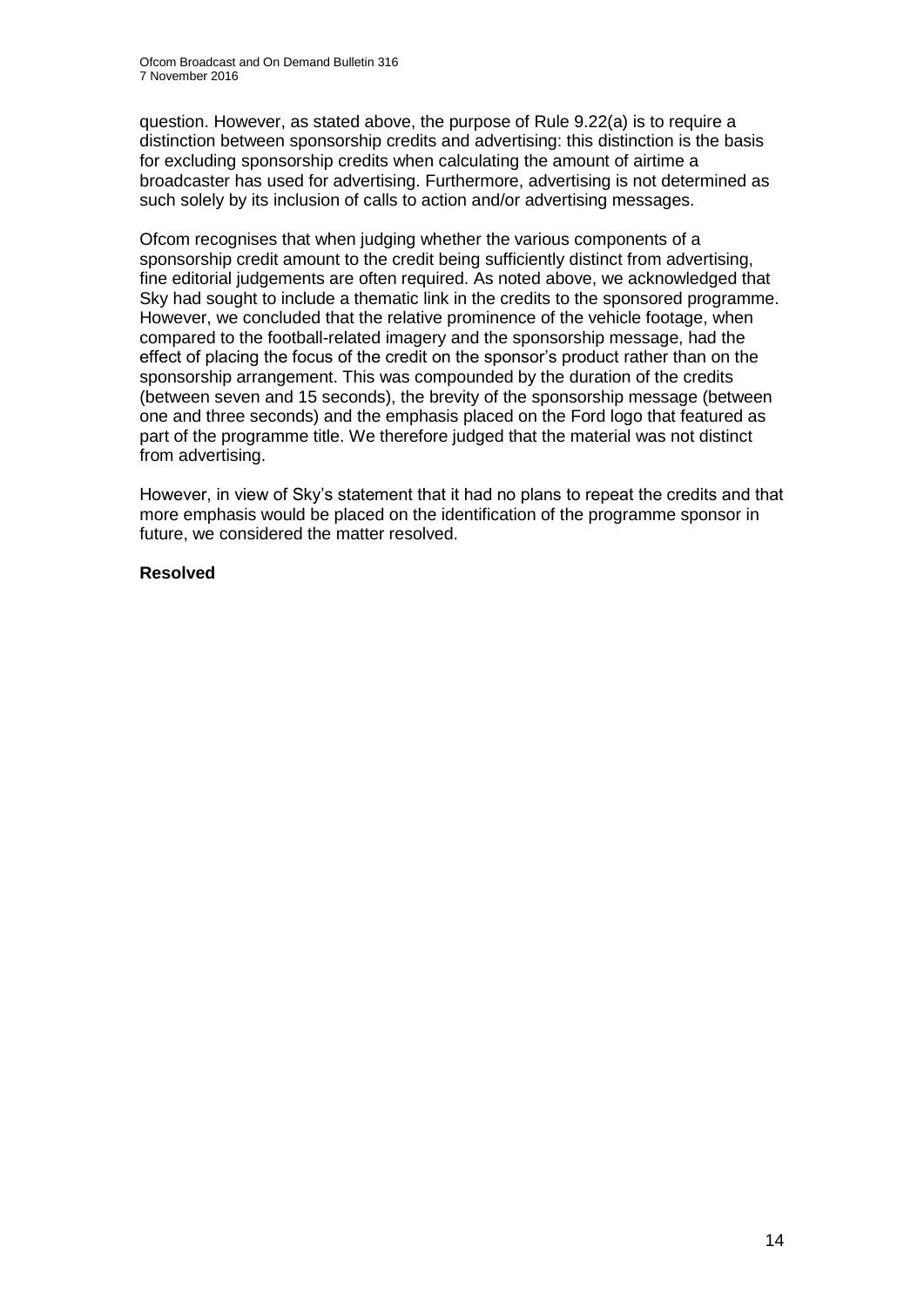question. However, as stated above, the purpose of Rule 9.22(a) is to require a distinction between sponsorship credits and advertising: this distinction is the basis for excluding sponsorship credits when calculating the amount of airtime a broadcaster has used for advertising. Furthermore, advertising is not determined as such solely by its inclusion of calls to action and/or advertising messages.

Ofcom recognises that when judging whether the various components of a sponsorship credit amount to the credit being sufficiently distinct from advertising, fine editorial judgements are often required. As noted above, we acknowledged that Sky had sought to include a thematic link in the credits to the sponsored programme. However, we concluded that the relative prominence of the vehicle footage, when compared to the football-related imagery and the sponsorship message, had the effect of placing the focus of the credit on the sponsor's product rather than on the sponsorship arrangement. This was compounded by the duration of the credits (between seven and 15 seconds), the brevity of the sponsorship message (between one and three seconds) and the emphasis placed on the Ford logo that featured as part of the programme title. We therefore judged that the material was not distinct from advertising.

However, in view of Sky's statement that it had no plans to repeat the credits and that more emphasis would be placed on the identification of the programme sponsor in future, we considered the matter resolved.

**Resolved**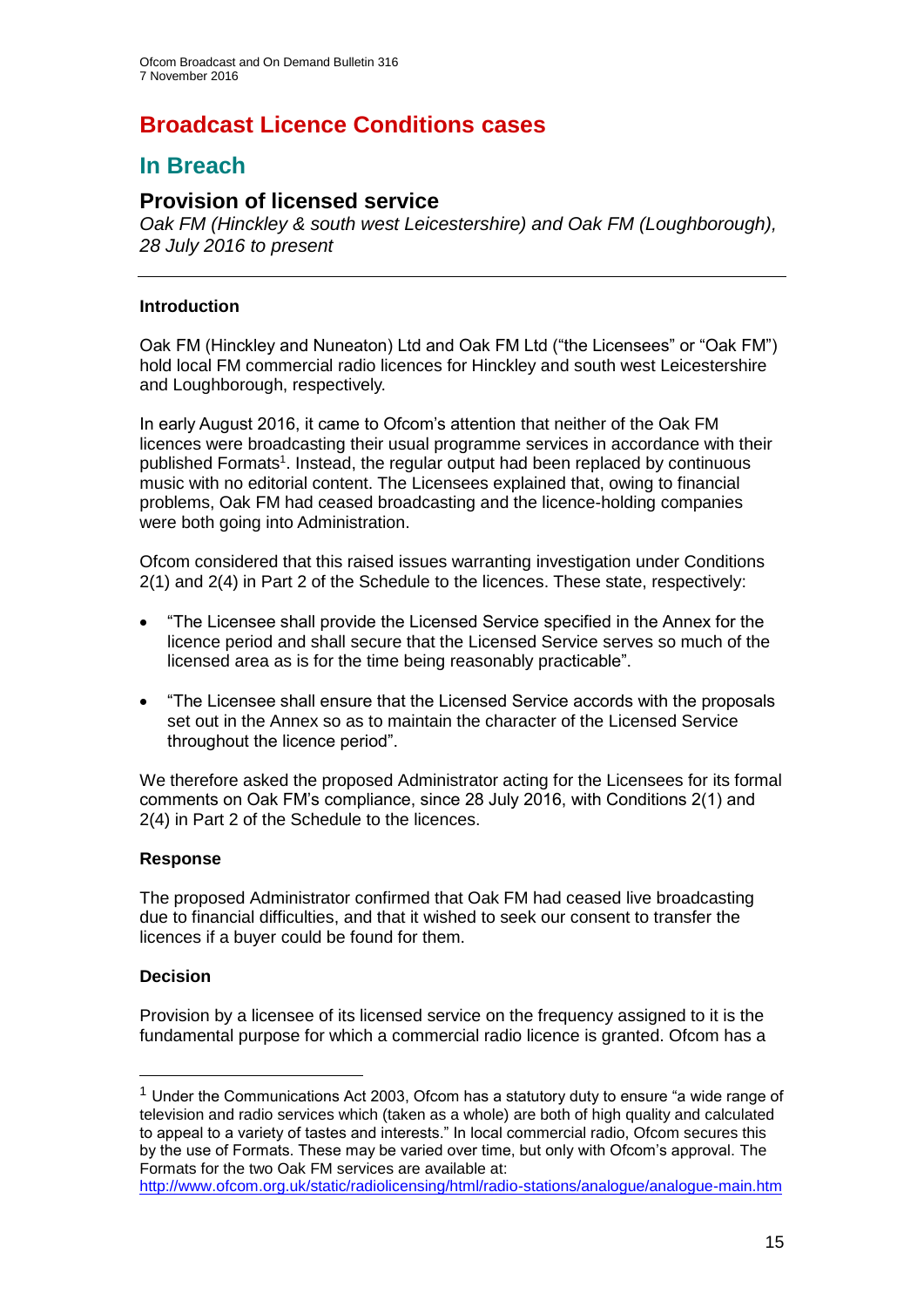# Broadcast Licence Conditions cases

## In Breach

### Provision of licensed service

*Oak FM (Hinckley & south west Leicestershire) and Oak FM (Loughborough), 28 July 2016 to present*

---

**Introduction**

Oak FM (Hinckley and Nuneaton) Ltd and Oak FM Ltd ("the Licensees" or "Oak FM") hold local FM commercial radio licences for Hinckley and south west Leicestershire and Loughborough, respectively.

In early August 2016, it came to Ofcom's attention that neither of the Oak FM licences were broadcasting their usual programme services in accordance with their published Formats[1]. Instead, the regular output had been replaced by continuous music with no editorial content. The Licensees explained that, owing to financial problems, Oak FM had ceased broadcasting and the licence-holding companies were both going into Administration.

Ofcom considered that this raised issues warranting investigation under Conditions 2(1) and 2(4) in Part 2 of the Schedule to the licences. These state, respectively:

- "The Licensee shall provide the Licensed Service specified in the Annex for the licence period and shall secure that the Licensed Service serves so much of the licensed area as is for the time being reasonably practicable".
- "The Licensee shall ensure that the Licensed Service accords with the proposals set out in the Annex so as to maintain the character of the Licensed Service throughout the licence period".

We therefore asked the proposed Administrator acting for the Licensees for its formal comments on Oak FM's compliance, since 28 July 2016, with Conditions 2(1) and 2(4) in Part 2 of the Schedule to the licences.

**Response**

The proposed Administrator confirmed that Oak FM had ceased live broadcasting due to financial difficulties, and that it wished to seek our consent to transfer the licences if a buyer could be found for them.

**Decision**

Provision by a licensee of its licensed service on the frequency assigned to it is the fundamental purpose for which a commercial radio licence is granted. Ofcom has a

---

[1] Under the Communications Act 2003, Ofcom has a statutory duty to ensure "a wide range of television and radio services which (taken as a whole) are both of high quality and calculated to appeal to a variety of tastes and interests." In local commercial radio, Ofcom secures this by the use of Formats. These may be varied over time, but only with Ofcom's approval. The Formats for the two Oak FM services are available at: http://www.ofcom.org.uk/static/radiolicensing/html/radio-stations/analogue/analogue-main.htm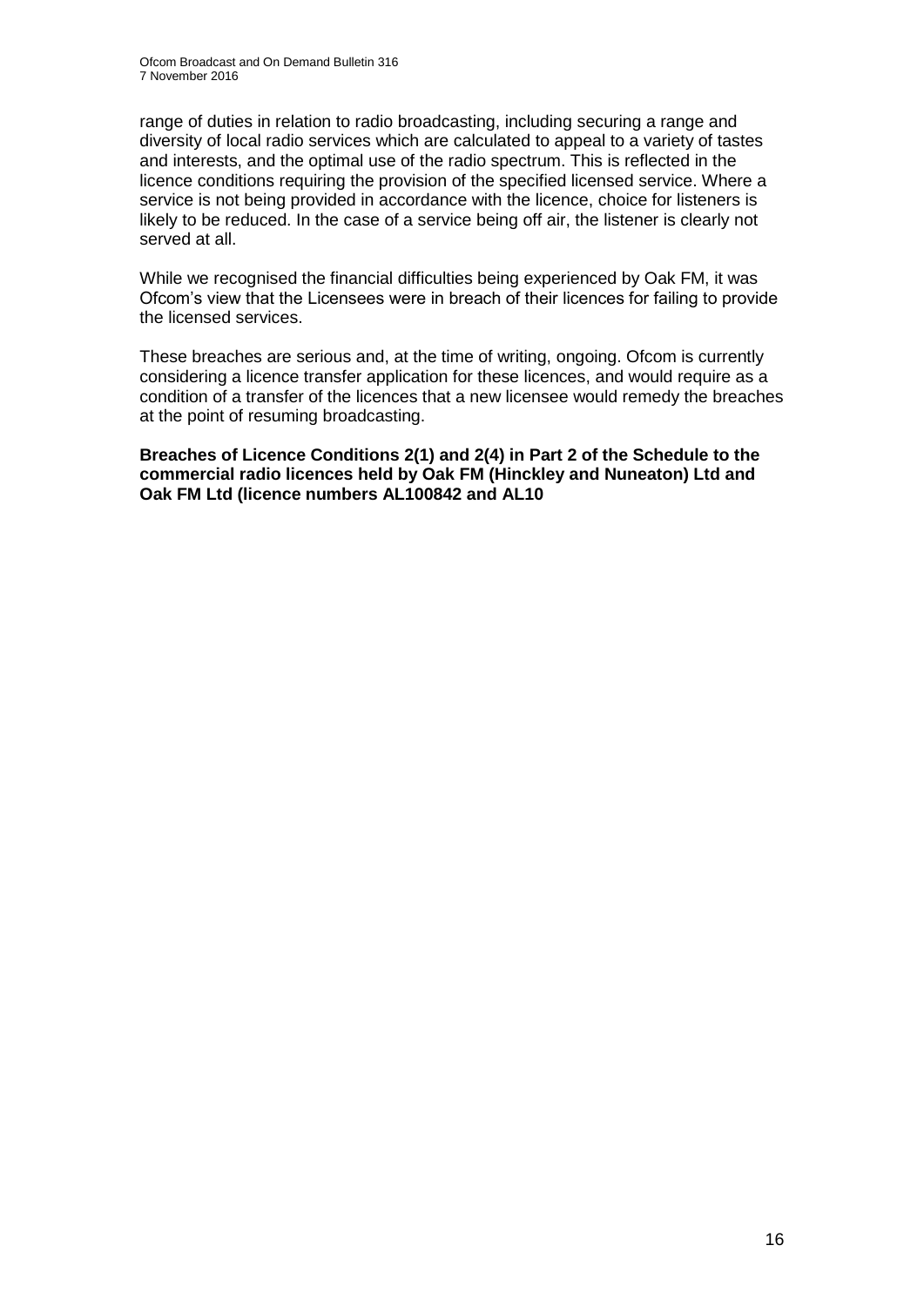range of duties in relation to radio broadcasting, including securing a range and diversity of local radio services which are calculated to appeal to a variety of tastes and interests, and the optimal use of the radio spectrum. This is reflected in the licence conditions requiring the provision of the specified licensed service. Where a service is not being provided in accordance with the licence, choice for listeners is likely to be reduced. In the case of a service being off air, the listener is clearly not served at all.

While we recognised the financial difficulties being experienced by Oak FM, it was Ofcom's view that the Licensees were in breach of their licences for failing to provide the licensed services.

These breaches are serious and, at the time of writing, ongoing. Ofcom is currently considering a licence transfer application for these licences, and would require as a condition of a transfer of the licences that a new licensee would remedy the breaches at the point of resuming broadcasting.

**Breaches of Licence Conditions 2(1) and 2(4) in Part 2 of the Schedule to the commercial radio licences held by Oak FM (Hinckley and Nuneaton) Ltd and Oak FM Ltd (licence numbers AL100842 and AL10**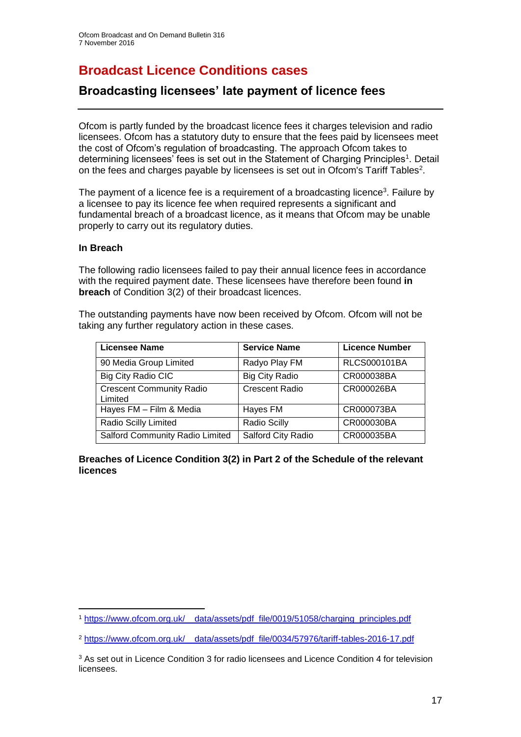# Broadcast Licence Conditions cases

## Broadcasting licensees' late payment of licence fees

Ofcom is partly funded by the broadcast licence fees it charges television and radio licensees. Ofcom has a statutory duty to ensure that the fees paid by licensees meet the cost of Ofcom's regulation of broadcasting. The approach Ofcom takes to determining licensees' fees is set out in the Statement of Charging Principles[1]. Detail on the fees and charges payable by licensees is set out in Ofcom's Tariff Tables[2].

The payment of a licence fee is a requirement of a broadcasting licence[3]. Failure by a licensee to pay its licence fee when required represents a significant and fundamental breach of a broadcast licence, as it means that Ofcom may be unable properly to carry out its regulatory duties.

**In Breach**

The following radio licensees failed to pay their annual licence fees in accordance with the required payment date. These licensees have therefore been found **in breach** of Condition 3(2) of their broadcast licences.

The outstanding payments have now been received by Ofcom. Ofcom will not be taking any further regulatory action in these cases.

| Licensee Name | Service Name | Licence Number |
|---|---|---|
| 90 Media Group Limited | Radyo Play FM | RLCS000101BA |
| Big City Radio CIC | Big City Radio | CR000038BA |
| Crescent Community Radio Limited | Crescent Radio | CR000026BA |
| Hayes FM – Film & Media | Hayes FM | CR000073BA |
| Radio Scilly Limited | Radio Scilly | CR000030BA |
| Salford Community Radio Limited | Salford City Radio | CR000035BA |

**Breaches of Licence Condition 3(2) in Part 2 of the Schedule of the relevant licences**

[1] https://www.ofcom.org.uk/__data/assets/pdf_file/0019/51058/charging_principles.pdf

[2] https://www.ofcom.org.uk/__data/assets/pdf_file/0034/57976/tariff-tables-2016-17.pdf

[3] As set out in Licence Condition 3 for radio licensees and Licence Condition 4 for television licensees.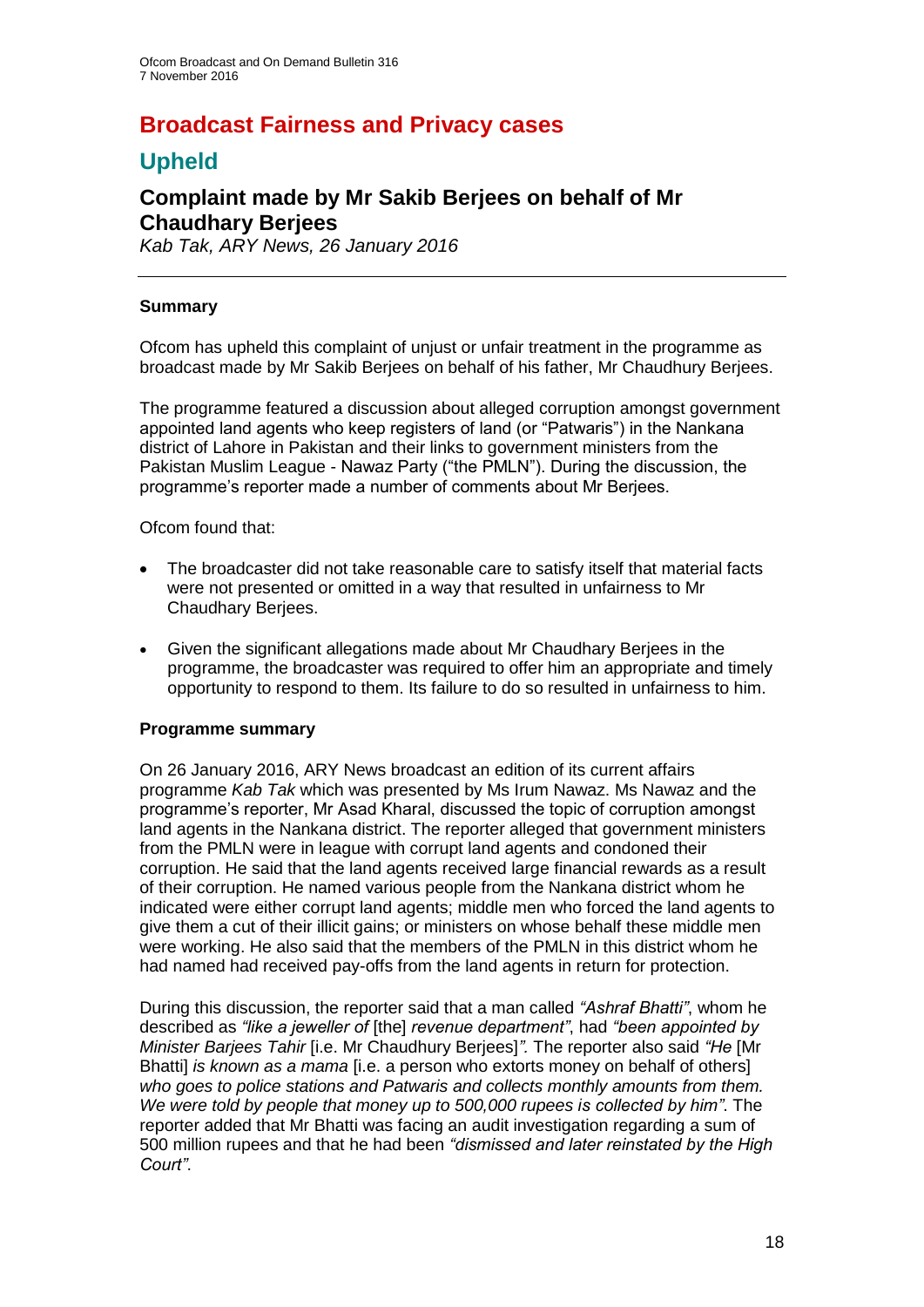# Broadcast Fairness and Privacy cases

## Upheld

### Complaint made by Mr Sakib Berjees on behalf of Mr Chaudhary Berjees

*Kab Tak, ARY News, 26 January 2016*

---

#### Summary

Ofcom has upheld this complaint of unjust or unfair treatment in the programme as broadcast made by Mr Sakib Berjees on behalf of his father, Mr Chaudhury Berjees.

The programme featured a discussion about alleged corruption amongst government appointed land agents who keep registers of land (or "Patwaris") in the Nankana district of Lahore in Pakistan and their links to government ministers from the Pakistan Muslim League - Nawaz Party ("the PMLN"). During the discussion, the programme's reporter made a number of comments about Mr Berjees.

Ofcom found that:

- The broadcaster did not take reasonable care to satisfy itself that material facts were not presented or omitted in a way that resulted in unfairness to Mr Chaudhary Berjees.
- Given the significant allegations made about Mr Chaudhary Berjees in the programme, the broadcaster was required to offer him an appropriate and timely opportunity to respond to them. Its failure to do so resulted in unfairness to him.

#### Programme summary

On 26 January 2016, ARY News broadcast an edition of its current affairs programme *Kab Tak* which was presented by Ms Irum Nawaz. Ms Nawaz and the programme's reporter, Mr Asad Kharal, discussed the topic of corruption amongst land agents in the Nankana district. The reporter alleged that government ministers from the PMLN were in league with corrupt land agents and condoned their corruption. He said that the land agents received large financial rewards as a result of their corruption. He named various people from the Nankana district whom he indicated were either corrupt land agents; middle men who forced the land agents to give them a cut of their illicit gains; or ministers on whose behalf these middle men were working. He also said that the members of the PMLN in this district whom he had named had received pay-offs from the land agents in return for protection.

During this discussion, the reporter said that a man called *"Ashraf Bhatti"*, whom he described as *"like a jeweller of* [the] *revenue department"*, had *"been appointed by Minister Barjees Tahir* [i.e. Mr Chaudhury Berjees]*".* The reporter also said *"He* [Mr Bhatti] *is known as a mama* [i.e. a person who extorts money on behalf of others] *who goes to police stations and Patwaris and collects monthly amounts from them. We were told by people that money up to 500,000 rupees is collected by him"*. The reporter added that Mr Bhatti was facing an audit investigation regarding a sum of 500 million rupees and that he had been *"dismissed and later reinstated by the High Court"*.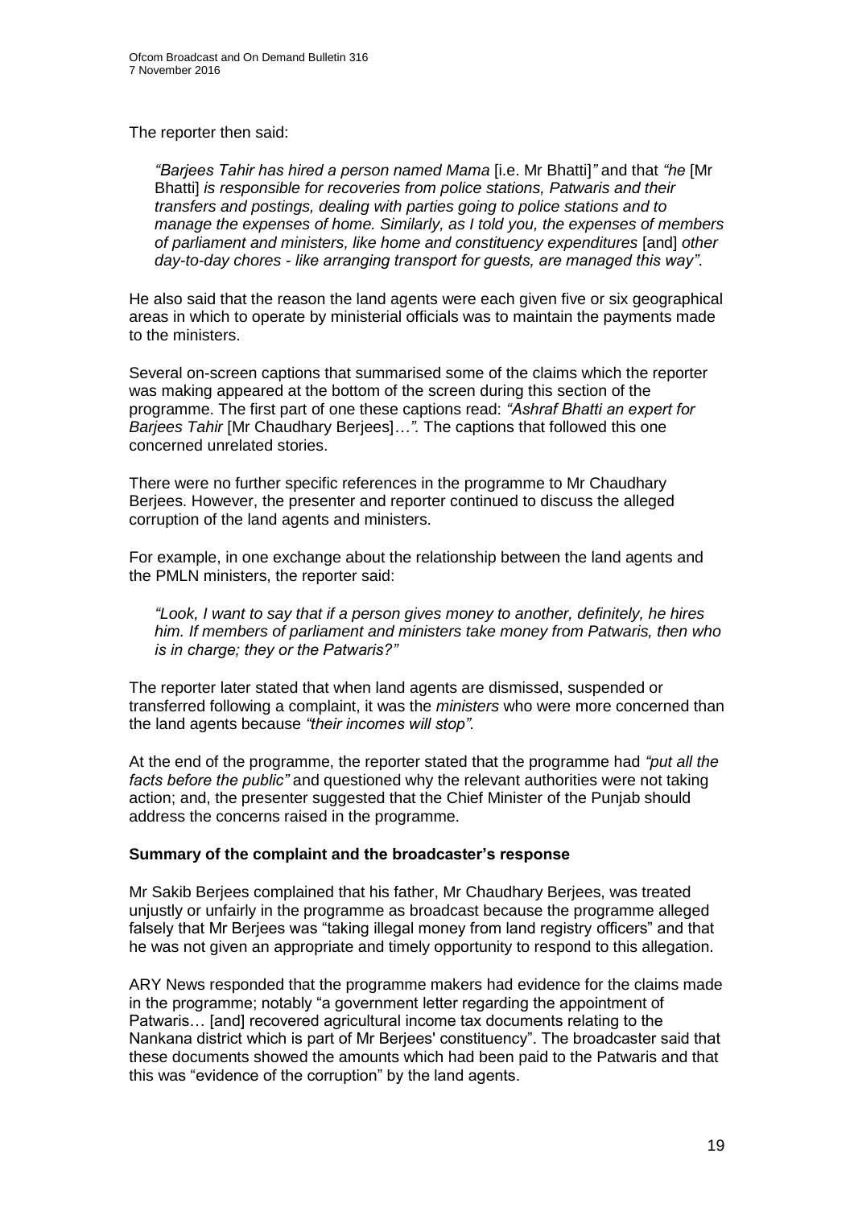The reporter then said:

> *"Barjees Tahir has hired a person named Mama* [i.e. Mr Bhatti]*"* and that *"he* [Mr Bhatti] *is responsible for recoveries from police stations, Patwaris and their transfers and postings, dealing with parties going to police stations and to manage the expenses of home. Similarly, as I told you, the expenses of members of parliament and ministers, like home and constituency expenditures* [and] *other day-to-day chores - like arranging transport for guests, are managed this way"*.

He also said that the reason the land agents were each given five or six geographical areas in which to operate by ministerial officials was to maintain the payments made to the ministers.

Several on-screen captions that summarised some of the claims which the reporter was making appeared at the bottom of the screen during this section of the programme. The first part of one these captions read: *"Ashraf Bhatti an expert for Barjees Tahir* [Mr Chaudhary Berjees]*…".* The captions that followed this one concerned unrelated stories.

There were no further specific references in the programme to Mr Chaudhary Berjees. However, the presenter and reporter continued to discuss the alleged corruption of the land agents and ministers.

For example, in one exchange about the relationship between the land agents and the PMLN ministers, the reporter said:

> *"Look, I want to say that if a person gives money to another, definitely, he hires him. If members of parliament and ministers take money from Patwaris, then who is in charge; they or the Patwaris?"*

The reporter later stated that when land agents are dismissed, suspended or transferred following a complaint, it was the *ministers* who were more concerned than the land agents because *"their incomes will stop".*

At the end of the programme, the reporter stated that the programme had *"put all the facts before the public"* and questioned why the relevant authorities were not taking action; and, the presenter suggested that the Chief Minister of the Punjab should address the concerns raised in the programme.

**Summary of the complaint and the broadcaster's response**

Mr Sakib Berjees complained that his father, Mr Chaudhary Berjees, was treated unjustly or unfairly in the programme as broadcast because the programme alleged falsely that Mr Berjees was "taking illegal money from land registry officers" and that he was not given an appropriate and timely opportunity to respond to this allegation.

ARY News responded that the programme makers had evidence for the claims made in the programme; notably "a government letter regarding the appointment of Patwaris… [and] recovered agricultural income tax documents relating to the Nankana district which is part of Mr Berjees' constituency". The broadcaster said that these documents showed the amounts which had been paid to the Patwaris and that this was "evidence of the corruption" by the land agents.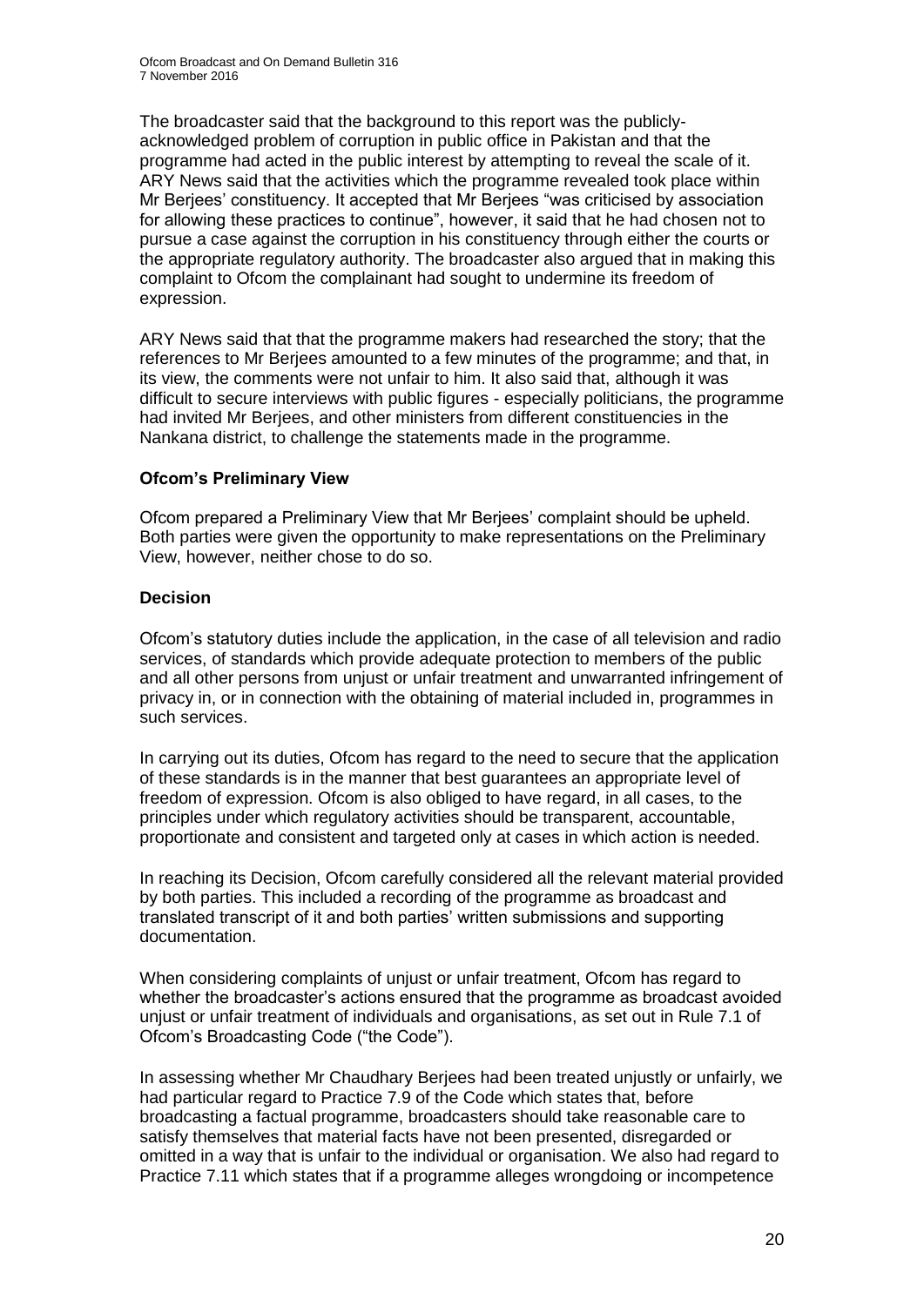The broadcaster said that the background to this report was the publicly-acknowledged problem of corruption in public office in Pakistan and that the programme had acted in the public interest by attempting to reveal the scale of it. ARY News said that the activities which the programme revealed took place within Mr Berjees' constituency. It accepted that Mr Berjees "was criticised by association for allowing these practices to continue", however, it said that he had chosen not to pursue a case against the corruption in his constituency through either the courts or the appropriate regulatory authority. The broadcaster also argued that in making this complaint to Ofcom the complainant had sought to undermine its freedom of expression.

ARY News said that that the programme makers had researched the story; that the references to Mr Berjees amounted to a few minutes of the programme; and that, in its view, the comments were not unfair to him. It also said that, although it was difficult to secure interviews with public figures - especially politicians, the programme had invited Mr Berjees, and other ministers from different constituencies in the Nankana district, to challenge the statements made in the programme.

### Ofcom's Preliminary View

Ofcom prepared a Preliminary View that Mr Berjees' complaint should be upheld. Both parties were given the opportunity to make representations on the Preliminary View, however, neither chose to do so.

### Decision

Ofcom's statutory duties include the application, in the case of all television and radio services, of standards which provide adequate protection to members of the public and all other persons from unjust or unfair treatment and unwarranted infringement of privacy in, or in connection with the obtaining of material included in, programmes in such services.

In carrying out its duties, Ofcom has regard to the need to secure that the application of these standards is in the manner that best guarantees an appropriate level of freedom of expression. Ofcom is also obliged to have regard, in all cases, to the principles under which regulatory activities should be transparent, accountable, proportionate and consistent and targeted only at cases in which action is needed.

In reaching its Decision, Ofcom carefully considered all the relevant material provided by both parties. This included a recording of the programme as broadcast and translated transcript of it and both parties' written submissions and supporting documentation.

When considering complaints of unjust or unfair treatment, Ofcom has regard to whether the broadcaster's actions ensured that the programme as broadcast avoided unjust or unfair treatment of individuals and organisations, as set out in Rule 7.1 of Ofcom's Broadcasting Code ("the Code").

In assessing whether Mr Chaudhary Berjees had been treated unjustly or unfairly, we had particular regard to Practice 7.9 of the Code which states that, before broadcasting a factual programme, broadcasters should take reasonable care to satisfy themselves that material facts have not been presented, disregarded or omitted in a way that is unfair to the individual or organisation. We also had regard to Practice 7.11 which states that if a programme alleges wrongdoing or incompetence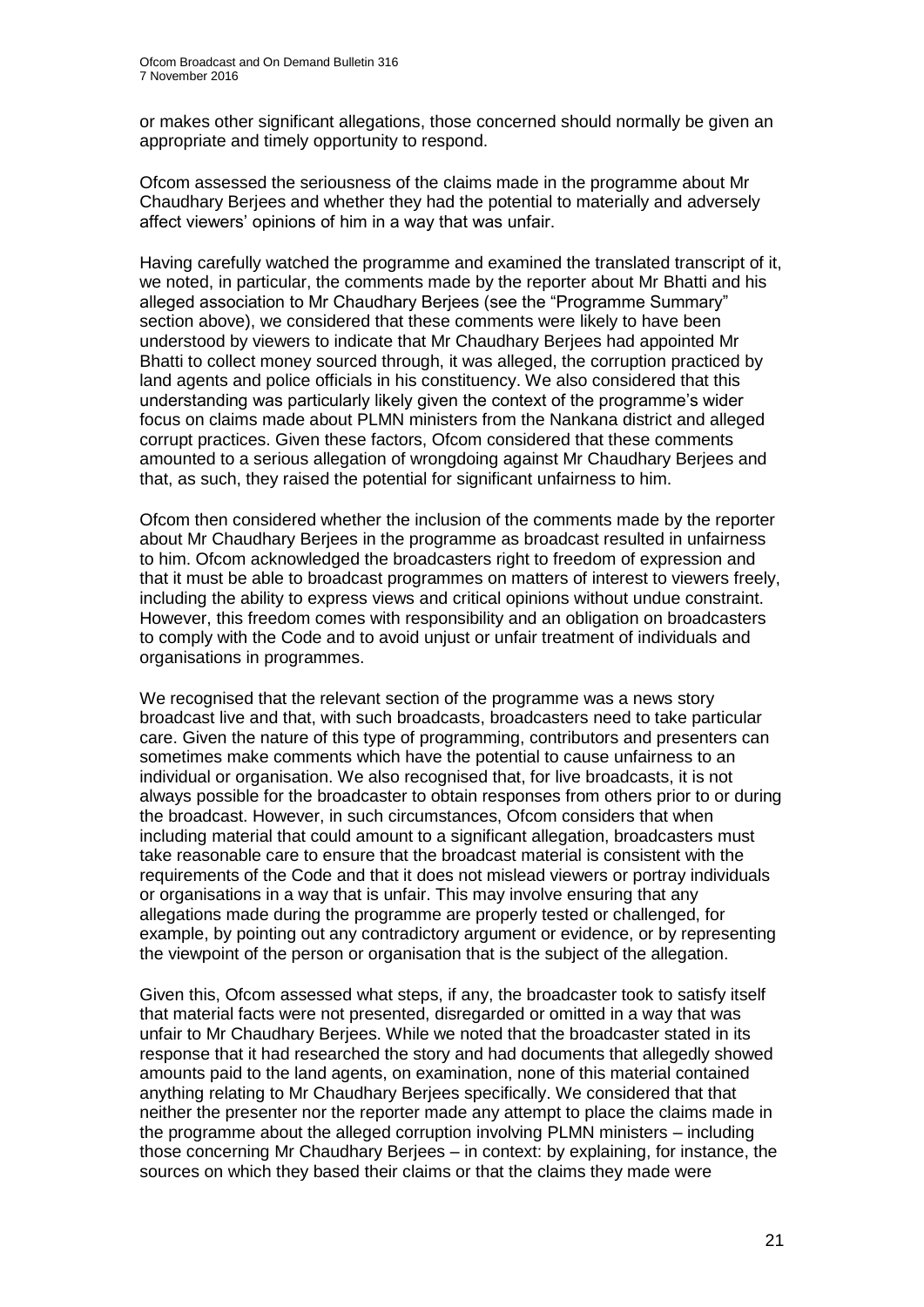or makes other significant allegations, those concerned should normally be given an appropriate and timely opportunity to respond.

Ofcom assessed the seriousness of the claims made in the programme about Mr Chaudhary Berjees and whether they had the potential to materially and adversely affect viewers' opinions of him in a way that was unfair.

Having carefully watched the programme and examined the translated transcript of it, we noted, in particular, the comments made by the reporter about Mr Bhatti and his alleged association to Mr Chaudhary Berjees (see the "Programme Summary" section above), we considered that these comments were likely to have been understood by viewers to indicate that Mr Chaudhary Berjees had appointed Mr Bhatti to collect money sourced through, it was alleged, the corruption practiced by land agents and police officials in his constituency. We also considered that this understanding was particularly likely given the context of the programme's wider focus on claims made about PLMN ministers from the Nankana district and alleged corrupt practices. Given these factors, Ofcom considered that these comments amounted to a serious allegation of wrongdoing against Mr Chaudhary Berjees and that, as such, they raised the potential for significant unfairness to him.

Ofcom then considered whether the inclusion of the comments made by the reporter about Mr Chaudhary Berjees in the programme as broadcast resulted in unfairness to him. Ofcom acknowledged the broadcasters right to freedom of expression and that it must be able to broadcast programmes on matters of interest to viewers freely, including the ability to express views and critical opinions without undue constraint. However, this freedom comes with responsibility and an obligation on broadcasters to comply with the Code and to avoid unjust or unfair treatment of individuals and organisations in programmes.

We recognised that the relevant section of the programme was a news story broadcast live and that, with such broadcasts, broadcasters need to take particular care. Given the nature of this type of programming, contributors and presenters can sometimes make comments which have the potential to cause unfairness to an individual or organisation. We also recognised that, for live broadcasts, it is not always possible for the broadcaster to obtain responses from others prior to or during the broadcast. However, in such circumstances, Ofcom considers that when including material that could amount to a significant allegation, broadcasters must take reasonable care to ensure that the broadcast material is consistent with the requirements of the Code and that it does not mislead viewers or portray individuals or organisations in a way that is unfair. This may involve ensuring that any allegations made during the programme are properly tested or challenged, for example, by pointing out any contradictory argument or evidence, or by representing the viewpoint of the person or organisation that is the subject of the allegation.

Given this, Ofcom assessed what steps, if any, the broadcaster took to satisfy itself that material facts were not presented, disregarded or omitted in a way that was unfair to Mr Chaudhary Berjees. While we noted that the broadcaster stated in its response that it had researched the story and had documents that allegedly showed amounts paid to the land agents, on examination, none of this material contained anything relating to Mr Chaudhary Berjees specifically. We considered that that neither the presenter nor the reporter made any attempt to place the claims made in the programme about the alleged corruption involving PLMN ministers – including those concerning Mr Chaudhary Berjees – in context: by explaining, for instance, the sources on which they based their claims or that the claims they made were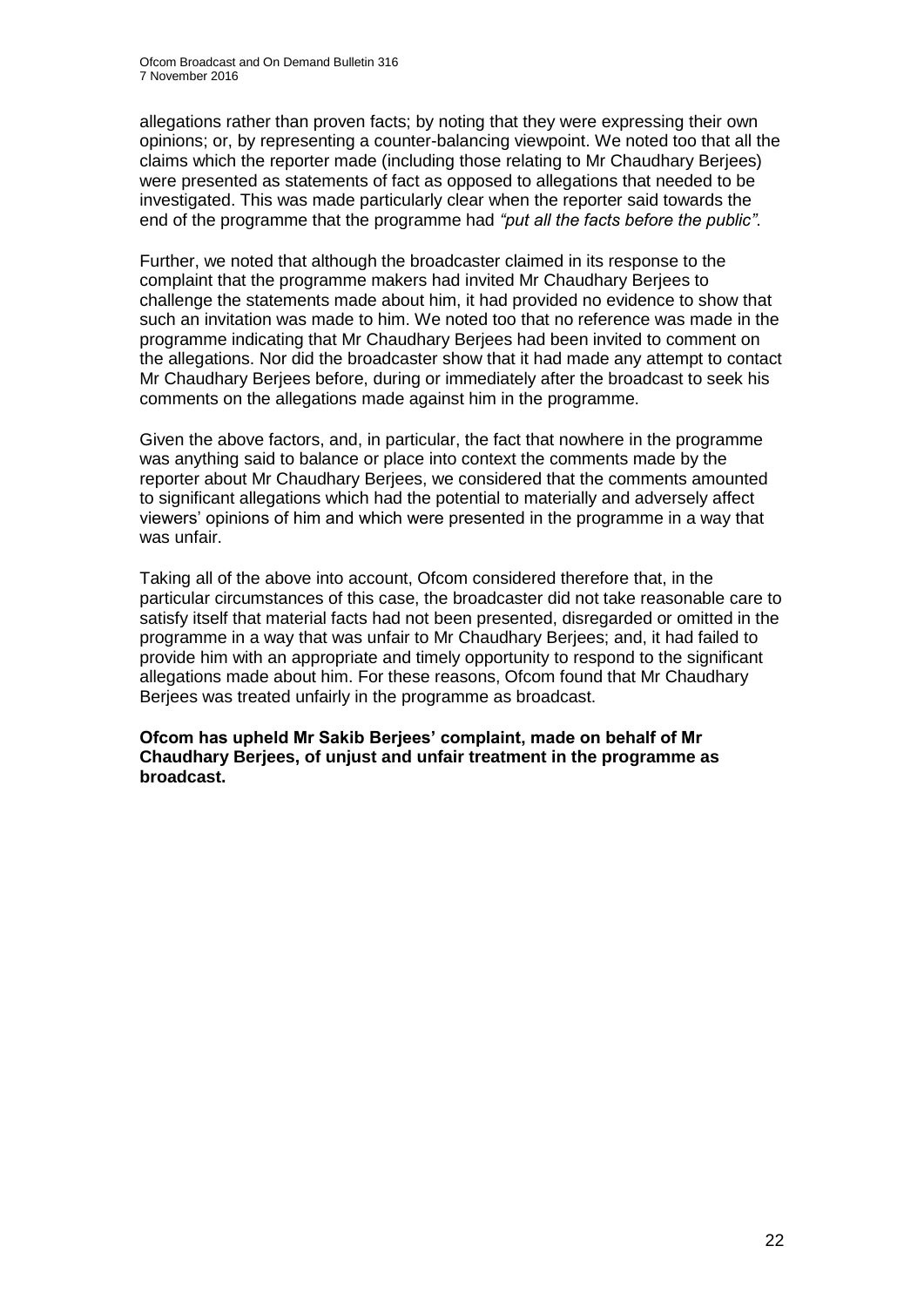allegations rather than proven facts; by noting that they were expressing their own opinions; or, by representing a counter-balancing viewpoint. We noted too that all the claims which the reporter made (including those relating to Mr Chaudhary Berjees) were presented as statements of fact as opposed to allegations that needed to be investigated. This was made particularly clear when the reporter said towards the end of the programme that the programme had *"put all the facts before the public"*.

Further, we noted that although the broadcaster claimed in its response to the complaint that the programme makers had invited Mr Chaudhary Berjees to challenge the statements made about him, it had provided no evidence to show that such an invitation was made to him. We noted too that no reference was made in the programme indicating that Mr Chaudhary Berjees had been invited to comment on the allegations. Nor did the broadcaster show that it had made any attempt to contact Mr Chaudhary Berjees before, during or immediately after the broadcast to seek his comments on the allegations made against him in the programme.

Given the above factors, and, in particular, the fact that nowhere in the programme was anything said to balance or place into context the comments made by the reporter about Mr Chaudhary Berjees, we considered that the comments amounted to significant allegations which had the potential to materially and adversely affect viewers' opinions of him and which were presented in the programme in a way that was unfair.

Taking all of the above into account, Ofcom considered therefore that, in the particular circumstances of this case, the broadcaster did not take reasonable care to satisfy itself that material facts had not been presented, disregarded or omitted in the programme in a way that was unfair to Mr Chaudhary Berjees; and, it had failed to provide him with an appropriate and timely opportunity to respond to the significant allegations made about him. For these reasons, Ofcom found that Mr Chaudhary Berjees was treated unfairly in the programme as broadcast.

**Ofcom has upheld Mr Sakib Berjees' complaint, made on behalf of Mr Chaudhary Berjees, of unjust and unfair treatment in the programme as broadcast.**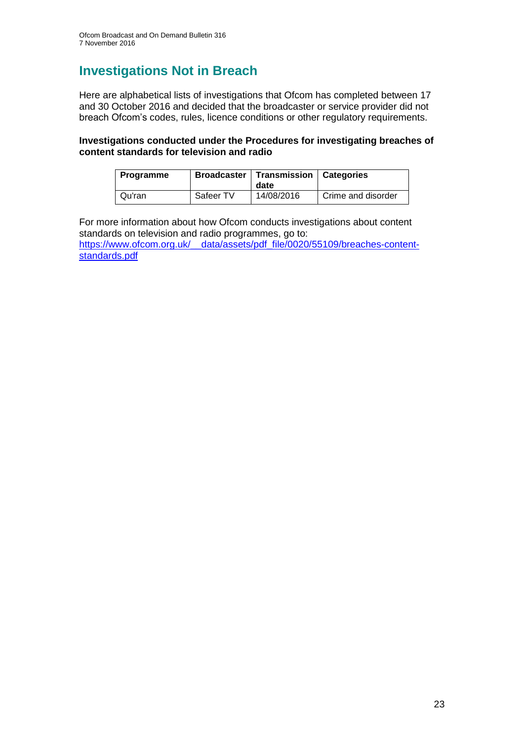# Investigations Not in Breach

Here are alphabetical lists of investigations that Ofcom has completed between 17 and 30 October 2016 and decided that the broadcaster or service provider did not breach Ofcom's codes, rules, licence conditions or other regulatory requirements.

**Investigations conducted under the Procedures for investigating breaches of content standards for television and radio**

| Programme | Broadcaster | Transmission date | Categories |
|---|---|---|---|
| Qu'ran | Safeer TV | 14/08/2016 | Crime and disorder |

For more information about how Ofcom conducts investigations about content standards on television and radio programmes, go to:
https://www.ofcom.org.uk/__data/assets/pdf_file/0020/55109/breaches-content-standards.pdf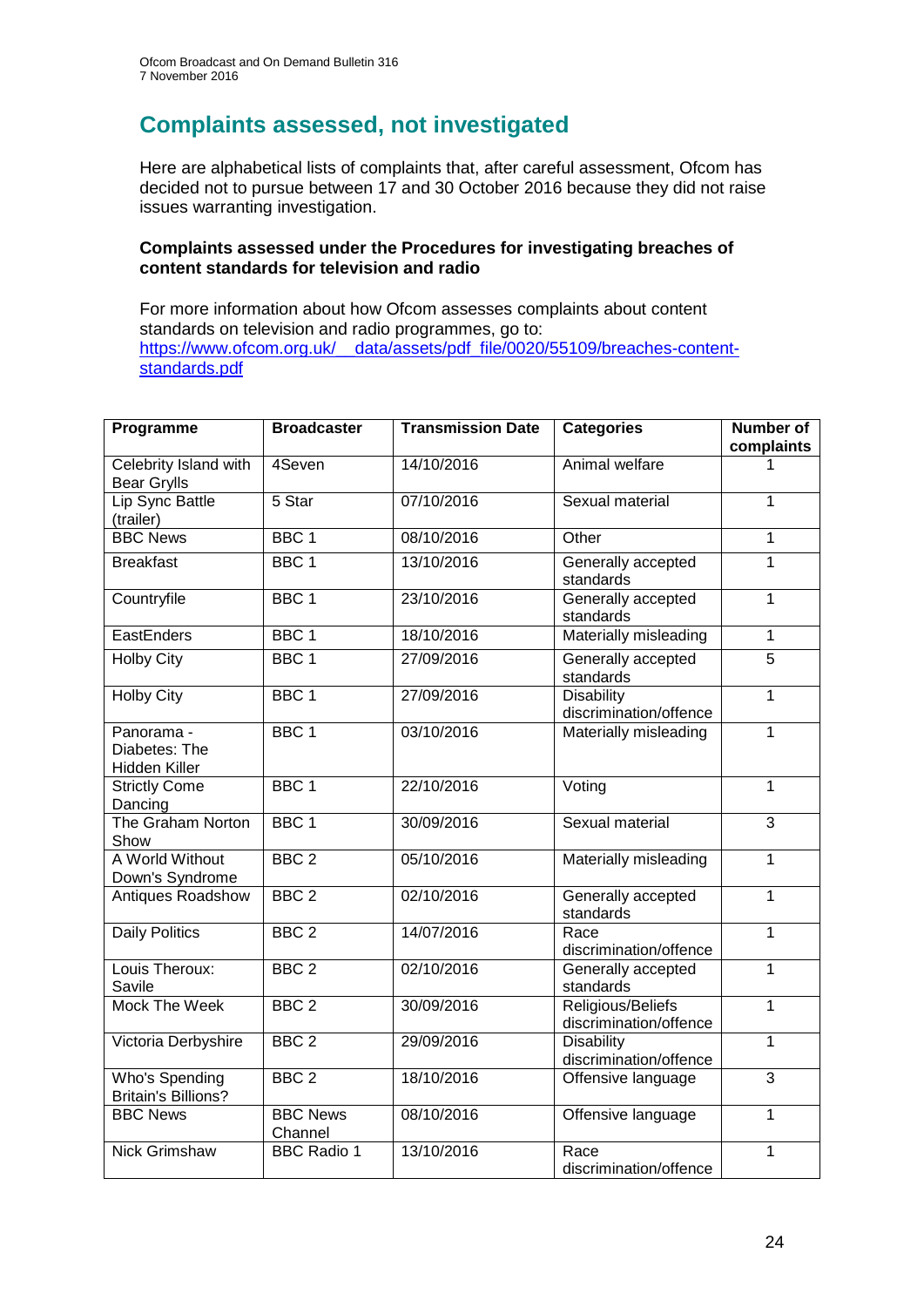# Complaints assessed, not investigated

Here are alphabetical lists of complaints that, after careful assessment, Ofcom has decided not to pursue between 17 and 30 October 2016 because they did not raise issues warranting investigation.

**Complaints assessed under the Procedures for investigating breaches of content standards for television and radio**

For more information about how Ofcom assesses complaints about content standards on television and radio programmes, go to: [https://www.ofcom.org.uk/__data/assets/pdf_file/0020/55109/breaches-content-standards.pdf](https://www.ofcom.org.uk/__data/assets/pdf_file/0020/55109/breaches-content-standards.pdf)

| Programme | Broadcaster | Transmission Date | Categories | Number of complaints |
|---|---|---|---|---|
| Celebrity Island with Bear Grylls | 4Seven | 14/10/2016 | Animal welfare | 1 |
| Lip Sync Battle (trailer) | 5 Star | 07/10/2016 | Sexual material | 1 |
| BBC News | BBC 1 | 08/10/2016 | Other | 1 |
| Breakfast | BBC 1 | 13/10/2016 | Generally accepted standards | 1 |
| Countryfile | BBC 1 | 23/10/2016 | Generally accepted standards | 1 |
| EastEnders | BBC 1 | 18/10/2016 | Materially misleading | 1 |
| Holby City | BBC 1 | 27/09/2016 | Generally accepted standards | 5 |
| Holby City | BBC 1 | 27/09/2016 | Disability discrimination/offence | 1 |
| Panorama - Diabetes: The Hidden Killer | BBC 1 | 03/10/2016 | Materially misleading | 1 |
| Strictly Come Dancing | BBC 1 | 22/10/2016 | Voting | 1 |
| The Graham Norton Show | BBC 1 | 30/09/2016 | Sexual material | 3 |
| A World Without Down's Syndrome | BBC 2 | 05/10/2016 | Materially misleading | 1 |
| Antiques Roadshow | BBC 2 | 02/10/2016 | Generally accepted standards | 1 |
| Daily Politics | BBC 2 | 14/07/2016 | Race discrimination/offence | 1 |
| Louis Theroux: Savile | BBC 2 | 02/10/2016 | Generally accepted standards | 1 |
| Mock The Week | BBC 2 | 30/09/2016 | Religious/Beliefs discrimination/offence | 1 |
| Victoria Derbyshire | BBC 2 | 29/09/2016 | Disability discrimination/offence | 1 |
| Who's Spending Britain's Billions? | BBC 2 | 18/10/2016 | Offensive language | 3 |
| BBC News | BBC News Channel | 08/10/2016 | Offensive language | 1 |
| Nick Grimshaw | BBC Radio 1 | 13/10/2016 | Race discrimination/offence | 1 |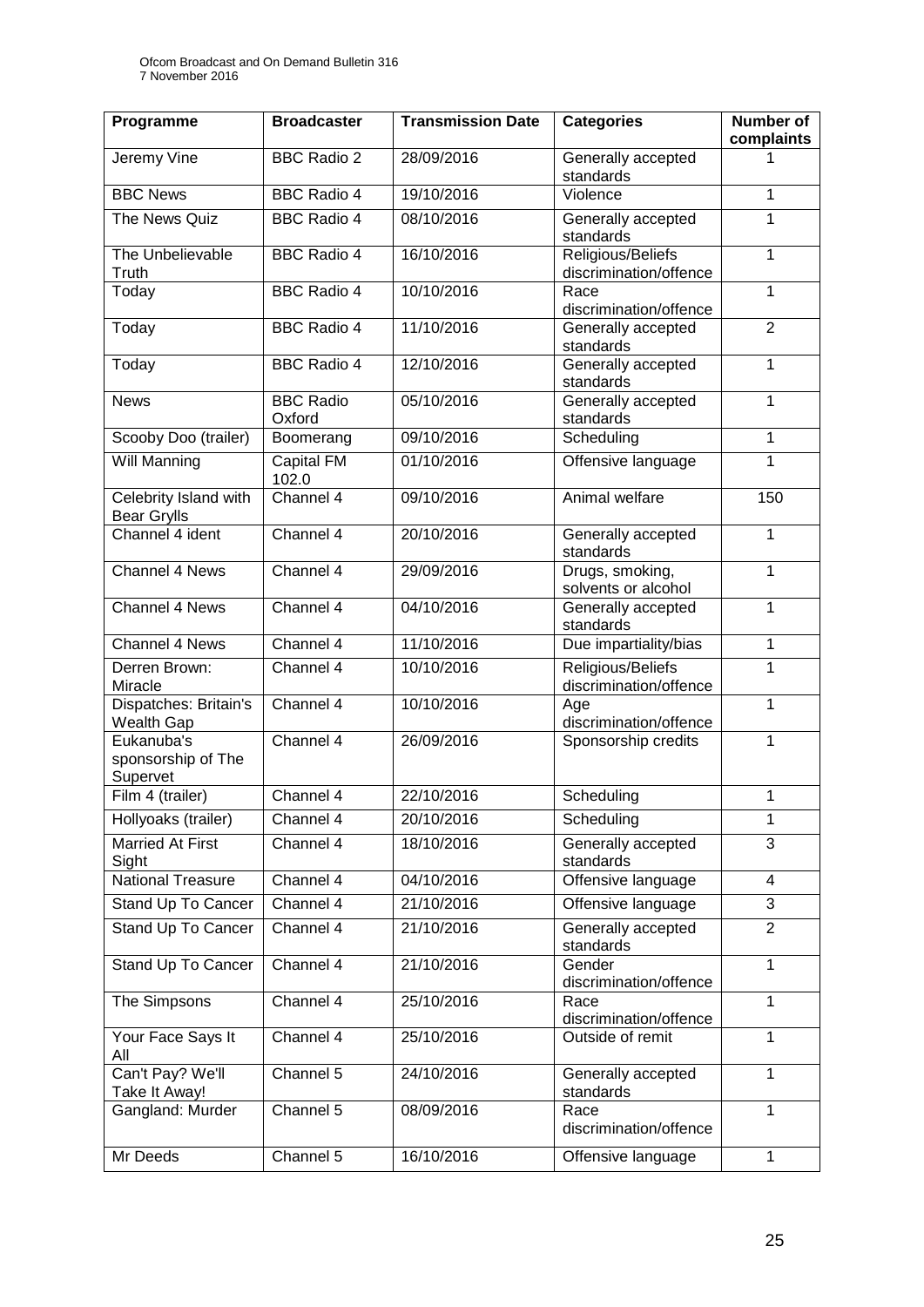| Programme | Broadcaster | Transmission Date | Categories | Number of complaints |
| --- | --- | --- | --- | --- |
| Jeremy Vine | BBC Radio 2 | 28/09/2016 | Generally accepted standards | 1 |
| BBC News | BBC Radio 4 | 19/10/2016 | Violence | 1 |
| The News Quiz | BBC Radio 4 | 08/10/2016 | Generally accepted standards | 1 |
| The Unbelievable Truth | BBC Radio 4 | 16/10/2016 | Religious/Beliefs discrimination/offence | 1 |
| Today | BBC Radio 4 | 10/10/2016 | Race discrimination/offence | 1 |
| Today | BBC Radio 4 | 11/10/2016 | Generally accepted standards | 2 |
| Today | BBC Radio 4 | 12/10/2016 | Generally accepted standards | 1 |
| News | BBC Radio Oxford | 05/10/2016 | Generally accepted standards | 1 |
| Scooby Doo (trailer) | Boomerang | 09/10/2016 | Scheduling | 1 |
| Will Manning | Capital FM 102.0 | 01/10/2016 | Offensive language | 1 |
| Celebrity Island with Bear Grylls | Channel 4 | 09/10/2016 | Animal welfare | 150 |
| Channel 4 ident | Channel 4 | 20/10/2016 | Generally accepted standards | 1 |
| Channel 4 News | Channel 4 | 29/09/2016 | Drugs, smoking, solvents or alcohol | 1 |
| Channel 4 News | Channel 4 | 04/10/2016 | Generally accepted standards | 1 |
| Channel 4 News | Channel 4 | 11/10/2016 | Due impartiality/bias | 1 |
| Derren Brown: Miracle | Channel 4 | 10/10/2016 | Religious/Beliefs discrimination/offence | 1 |
| Dispatches: Britain's Wealth Gap | Channel 4 | 10/10/2016 | Age discrimination/offence | 1 |
| Eukanuba's sponsorship of The Supervet | Channel 4 | 26/09/2016 | Sponsorship credits | 1 |
| Film 4 (trailer) | Channel 4 | 22/10/2016 | Scheduling | 1 |
| Hollyoaks (trailer) | Channel 4 | 20/10/2016 | Scheduling | 1 |
| Married At First Sight | Channel 4 | 18/10/2016 | Generally accepted standards | 3 |
| National Treasure | Channel 4 | 04/10/2016 | Offensive language | 4 |
| Stand Up To Cancer | Channel 4 | 21/10/2016 | Offensive language | 3 |
| Stand Up To Cancer | Channel 4 | 21/10/2016 | Generally accepted standards | 2 |
| Stand Up To Cancer | Channel 4 | 21/10/2016 | Gender discrimination/offence | 1 |
| The Simpsons | Channel 4 | 25/10/2016 | Race discrimination/offence | 1 |
| Your Face Says It All | Channel 4 | 25/10/2016 | Outside of remit | 1 |
| Can't Pay? We'll Take It Away! | Channel 5 | 24/10/2016 | Generally accepted standards | 1 |
| Gangland: Murder | Channel 5 | 08/09/2016 | Race discrimination/offence | 1 |
| Mr Deeds | Channel 5 | 16/10/2016 | Offensive language | 1 |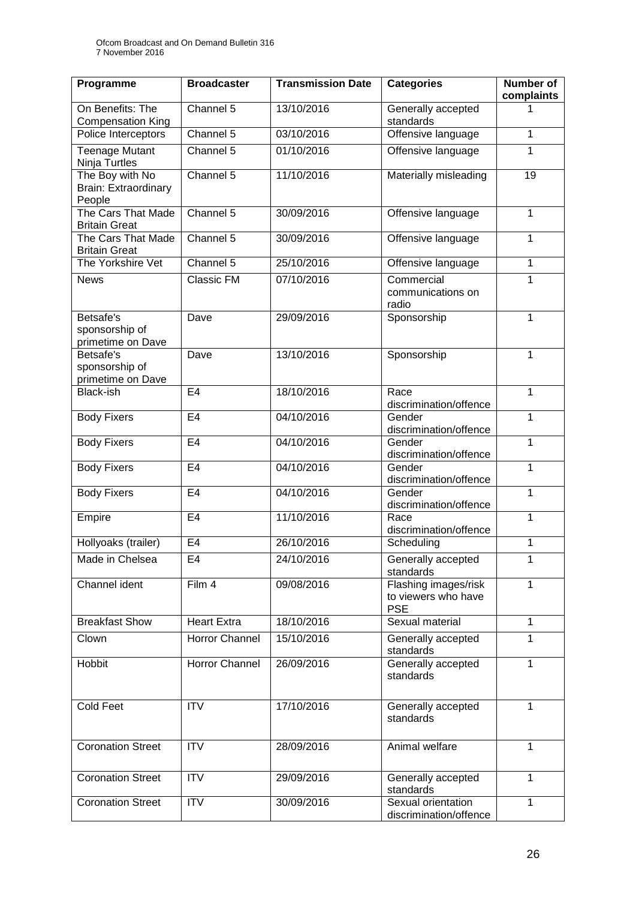| Programme | Broadcaster | Transmission Date | Categories | Number of complaints |
|---|---|---|---|---|
| On Benefits: The Compensation King | Channel 5 | 13/10/2016 | Generally accepted standards | 1 |
| Police Interceptors | Channel 5 | 03/10/2016 | Offensive language | 1 |
| Teenage Mutant Ninja Turtles | Channel 5 | 01/10/2016 | Offensive language | 1 |
| The Boy with No Brain: Extraordinary People | Channel 5 | 11/10/2016 | Materially misleading | 19 |
| The Cars That Made Britain Great | Channel 5 | 30/09/2016 | Offensive language | 1 |
| The Cars That Made Britain Great | Channel 5 | 30/09/2016 | Offensive language | 1 |
| The Yorkshire Vet | Channel 5 | 25/10/2016 | Offensive language | 1 |
| News | Classic FM | 07/10/2016 | Commercial communications on radio | 1 |
| Betsafe's sponsorship of primetime on Dave | Dave | 29/09/2016 | Sponsorship | 1 |
| Betsafe's sponsorship of primetime on Dave | Dave | 13/10/2016 | Sponsorship | 1 |
| Black-ish | E4 | 18/10/2016 | Race discrimination/offence | 1 |
| Body Fixers | E4 | 04/10/2016 | Gender discrimination/offence | 1 |
| Body Fixers | E4 | 04/10/2016 | Gender discrimination/offence | 1 |
| Body Fixers | E4 | 04/10/2016 | Gender discrimination/offence | 1 |
| Body Fixers | E4 | 04/10/2016 | Gender discrimination/offence | 1 |
| Empire | E4 | 11/10/2016 | Race discrimination/offence | 1 |
| Hollyoaks (trailer) | E4 | 26/10/2016 | Scheduling | 1 |
| Made in Chelsea | E4 | 24/10/2016 | Generally accepted standards | 1 |
| Channel ident | Film 4 | 09/08/2016 | Flashing images/risk to viewers who have PSE | 1 |
| Breakfast Show | Heart Extra | 18/10/2016 | Sexual material | 1 |
| Clown | Horror Channel | 15/10/2016 | Generally accepted standards | 1 |
| Hobbit | Horror Channel | 26/09/2016 | Generally accepted standards | 1 |
| Cold Feet | ITV | 17/10/2016 | Generally accepted standards | 1 |
| Coronation Street | ITV | 28/09/2016 | Animal welfare | 1 |
| Coronation Street | ITV | 29/09/2016 | Generally accepted standards | 1 |
| Coronation Street | ITV | 30/09/2016 | Sexual orientation discrimination/offence | 1 |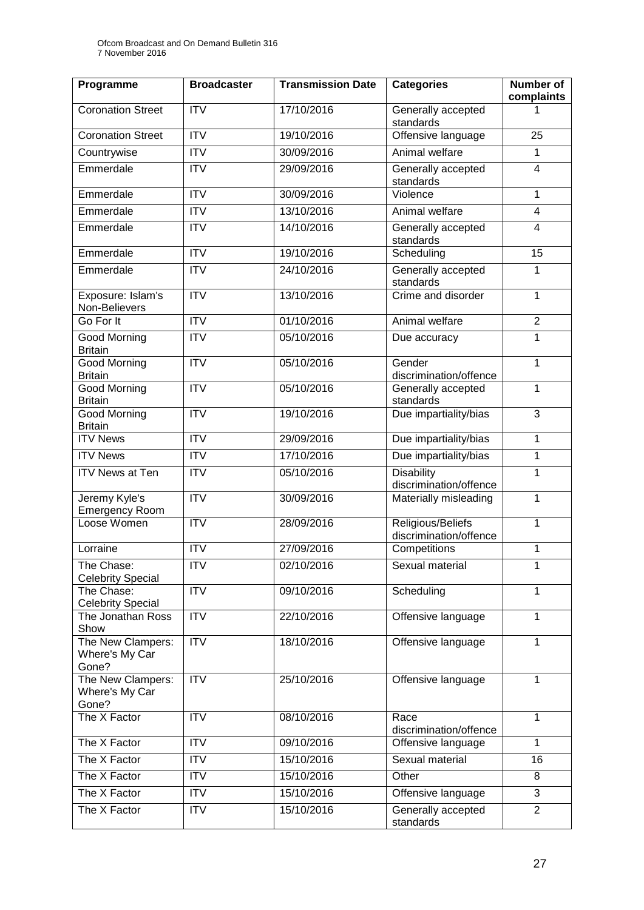| Programme | Broadcaster | Transmission Date | Categories | Number of complaints |
|---|---|---|---|---|
| Coronation Street | ITV | 17/10/2016 | Generally accepted standards | 1 |
| Coronation Street | ITV | 19/10/2016 | Offensive language | 25 |
| Countrywise | ITV | 30/09/2016 | Animal welfare | 1 |
| Emmerdale | ITV | 29/09/2016 | Generally accepted standards | 4 |
| Emmerdale | ITV | 30/09/2016 | Violence | 1 |
| Emmerdale | ITV | 13/10/2016 | Animal welfare | 4 |
| Emmerdale | ITV | 14/10/2016 | Generally accepted standards | 4 |
| Emmerdale | ITV | 19/10/2016 | Scheduling | 15 |
| Emmerdale | ITV | 24/10/2016 | Generally accepted standards | 1 |
| Exposure: Islam's Non-Believers | ITV | 13/10/2016 | Crime and disorder | 1 |
| Go For It | ITV | 01/10/2016 | Animal welfare | 2 |
| Good Morning Britain | ITV | 05/10/2016 | Due accuracy | 1 |
| Good Morning Britain | ITV | 05/10/2016 | Gender discrimination/offence | 1 |
| Good Morning Britain | ITV | 05/10/2016 | Generally accepted standards | 1 |
| Good Morning Britain | ITV | 19/10/2016 | Due impartiality/bias | 3 |
| ITV News | ITV | 29/09/2016 | Due impartiality/bias | 1 |
| ITV News | ITV | 17/10/2016 | Due impartiality/bias | 1 |
| ITV News at Ten | ITV | 05/10/2016 | Disability discrimination/offence | 1 |
| Jeremy Kyle's Emergency Room | ITV | 30/09/2016 | Materially misleading | 1 |
| Loose Women | ITV | 28/09/2016 | Religious/Beliefs discrimination/offence | 1 |
| Lorraine | ITV | 27/09/2016 | Competitions | 1 |
| The Chase: Celebrity Special | ITV | 02/10/2016 | Sexual material | 1 |
| The Chase: Celebrity Special | ITV | 09/10/2016 | Scheduling | 1 |
| The Jonathan Ross Show | ITV | 22/10/2016 | Offensive language | 1 |
| The New Clampers: Where's My Car Gone? | ITV | 18/10/2016 | Offensive language | 1 |
| The New Clampers: Where's My Car Gone? | ITV | 25/10/2016 | Offensive language | 1 |
| The X Factor | ITV | 08/10/2016 | Race discrimination/offence | 1 |
| The X Factor | ITV | 09/10/2016 | Offensive language | 1 |
| The X Factor | ITV | 15/10/2016 | Sexual material | 16 |
| The X Factor | ITV | 15/10/2016 | Other | 8 |
| The X Factor | ITV | 15/10/2016 | Offensive language | 3 |
| The X Factor | ITV | 15/10/2016 | Generally accepted standards | 2 |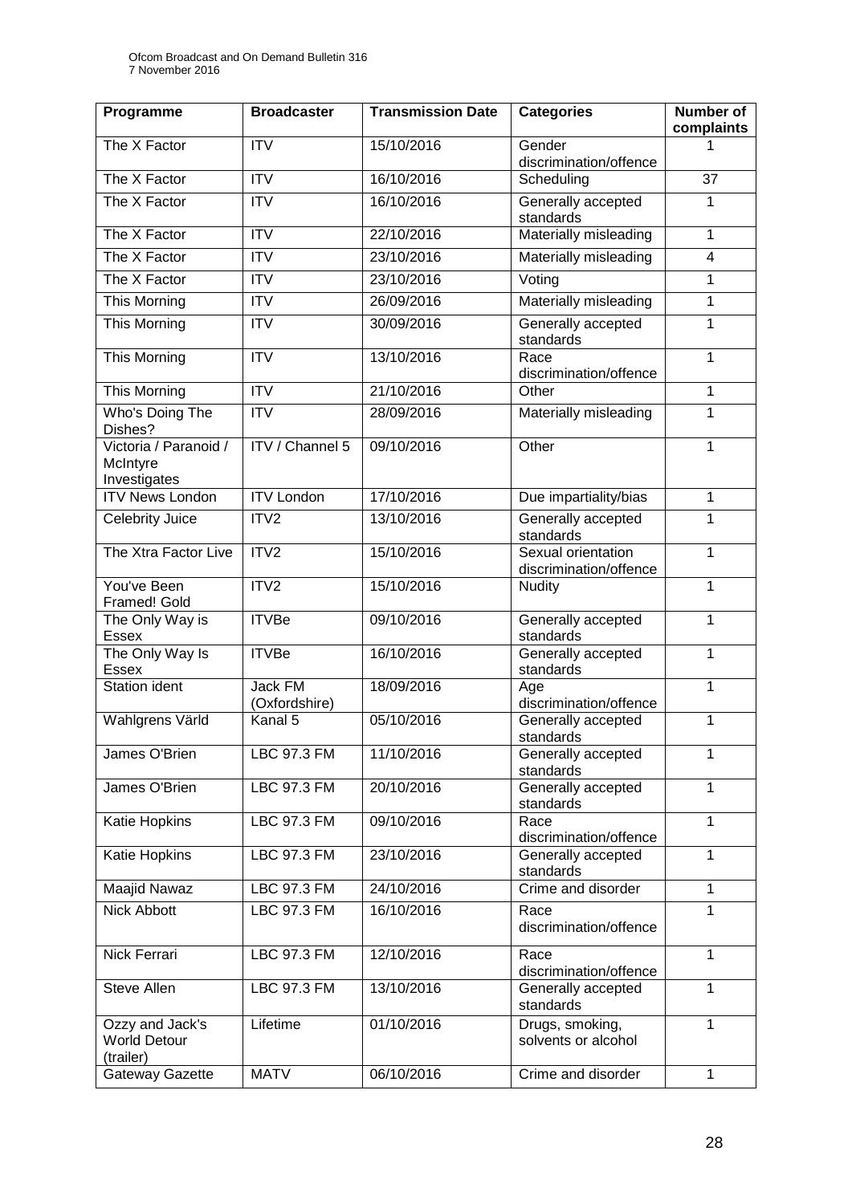| Programme | Broadcaster | Transmission Date | Categories | Number of complaints |
|---|---|---|---|---|
| The X Factor | ITV | 15/10/2016 | Gender discrimination/offence | 1 |
| The X Factor | ITV | 16/10/2016 | Scheduling | 37 |
| The X Factor | ITV | 16/10/2016 | Generally accepted standards | 1 |
| The X Factor | ITV | 22/10/2016 | Materially misleading | 1 |
| The X Factor | ITV | 23/10/2016 | Materially misleading | 4 |
| The X Factor | ITV | 23/10/2016 | Voting | 1 |
| This Morning | ITV | 26/09/2016 | Materially misleading | 1 |
| This Morning | ITV | 30/09/2016 | Generally accepted standards | 1 |
| This Morning | ITV | 13/10/2016 | Race discrimination/offence | 1 |
| This Morning | ITV | 21/10/2016 | Other | 1 |
| Who's Doing The Dishes? | ITV | 28/09/2016 | Materially misleading | 1 |
| Victoria / Paranoid / McIntyre Investigates | ITV / Channel 5 | 09/10/2016 | Other | 1 |
| ITV News London | ITV London | 17/10/2016 | Due impartiality/bias | 1 |
| Celebrity Juice | ITV2 | 13/10/2016 | Generally accepted standards | 1 |
| The Xtra Factor Live | ITV2 | 15/10/2016 | Sexual orientation discrimination/offence | 1 |
| You've Been Framed! Gold | ITV2 | 15/10/2016 | Nudity | 1 |
| The Only Way is Essex | ITVBe | 09/10/2016 | Generally accepted standards | 1 |
| The Only Way Is Essex | ITVBe | 16/10/2016 | Generally accepted standards | 1 |
| Station ident | Jack FM (Oxfordshire) | 18/09/2016 | Age discrimination/offence | 1 |
| Wahlgrens Värld | Kanal 5 | 05/10/2016 | Generally accepted standards | 1 |
| James O'Brien | LBC 97.3 FM | 11/10/2016 | Generally accepted standards | 1 |
| James O'Brien | LBC 97.3 FM | 20/10/2016 | Generally accepted standards | 1 |
| Katie Hopkins | LBC 97.3 FM | 09/10/2016 | Race discrimination/offence | 1 |
| Katie Hopkins | LBC 97.3 FM | 23/10/2016 | Generally accepted standards | 1 |
| Maajid Nawaz | LBC 97.3 FM | 24/10/2016 | Crime and disorder | 1 |
| Nick Abbott | LBC 97.3 FM | 16/10/2016 | Race discrimination/offence | 1 |
| Nick Ferrari | LBC 97.3 FM | 12/10/2016 | Race discrimination/offence | 1 |
| Steve Allen | LBC 97.3 FM | 13/10/2016 | Generally accepted standards | 1 |
| Ozzy and Jack's World Detour (trailer) | Lifetime | 01/10/2016 | Drugs, smoking, solvents or alcohol | 1 |
| Gateway Gazette | MATV | 06/10/2016 | Crime and disorder | 1 |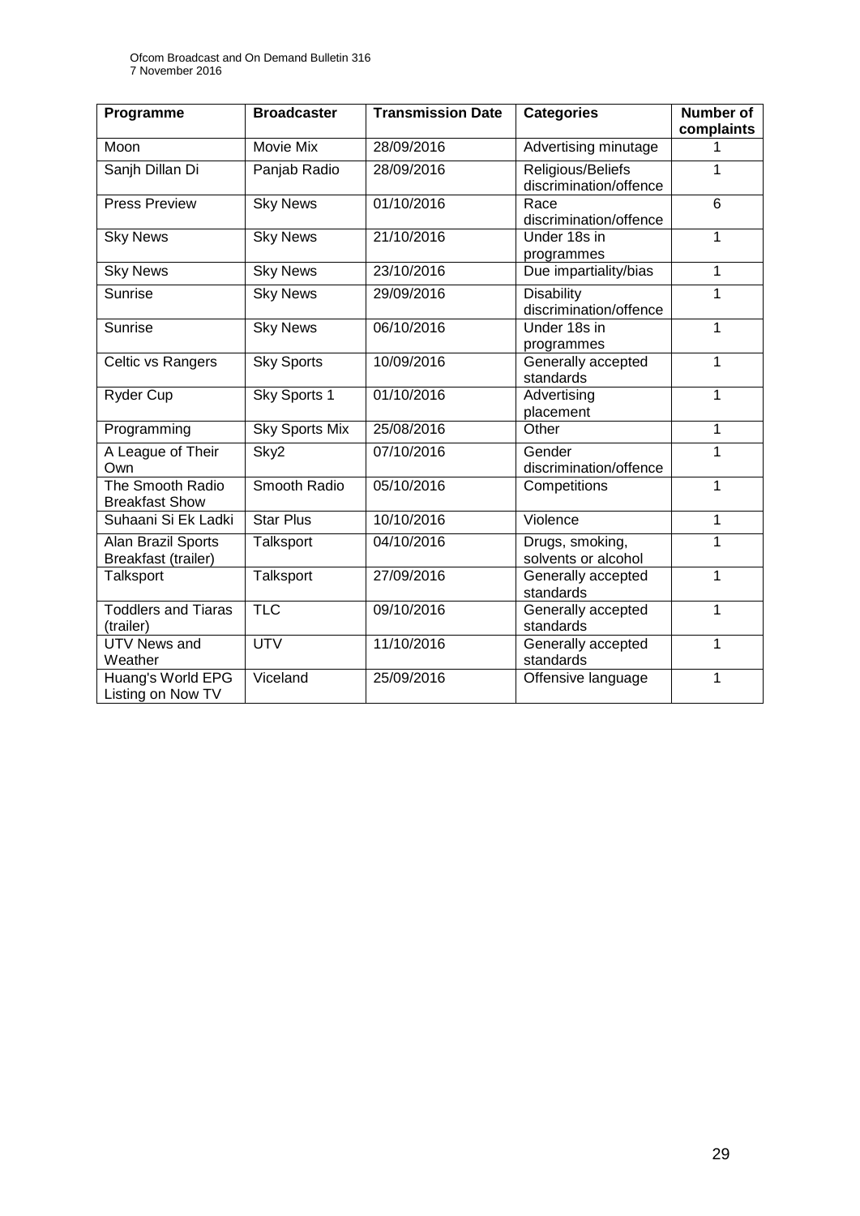| Programme | Broadcaster | Transmission Date | Categories | Number of complaints |
|---|---|---|---|---|
| Moon | Movie Mix | 28/09/2016 | Advertising minutage | 1 |
| Sanjh Dillan Di | Panjab Radio | 28/09/2016 | Religious/Beliefs discrimination/offence | 1 |
| Press Preview | Sky News | 01/10/2016 | Race discrimination/offence | 6 |
| Sky News | Sky News | 21/10/2016 | Under 18s in programmes | 1 |
| Sky News | Sky News | 23/10/2016 | Due impartiality/bias | 1 |
| Sunrise | Sky News | 29/09/2016 | Disability discrimination/offence | 1 |
| Sunrise | Sky News | 06/10/2016 | Under 18s in programmes | 1 |
| Celtic vs Rangers | Sky Sports | 10/09/2016 | Generally accepted standards | 1 |
| Ryder Cup | Sky Sports 1 | 01/10/2016 | Advertising placement | 1 |
| Programming | Sky Sports Mix | 25/08/2016 | Other | 1 |
| A League of Their Own | Sky2 | 07/10/2016 | Gender discrimination/offence | 1 |
| The Smooth Radio Breakfast Show | Smooth Radio | 05/10/2016 | Competitions | 1 |
| Suhaani Si Ek Ladki | Star Plus | 10/10/2016 | Violence | 1 |
| Alan Brazil Sports Breakfast (trailer) | Talksport | 04/10/2016 | Drugs, smoking, solvents or alcohol | 1 |
| Talksport | Talksport | 27/09/2016 | Generally accepted standards | 1 |
| Toddlers and Tiaras (trailer) | TLC | 09/10/2016 | Generally accepted standards | 1 |
| UTV News and Weather | UTV | 11/10/2016 | Generally accepted standards | 1 |
| Huang's World EPG Listing on Now TV | Viceland | 25/09/2016 | Offensive language | 1 |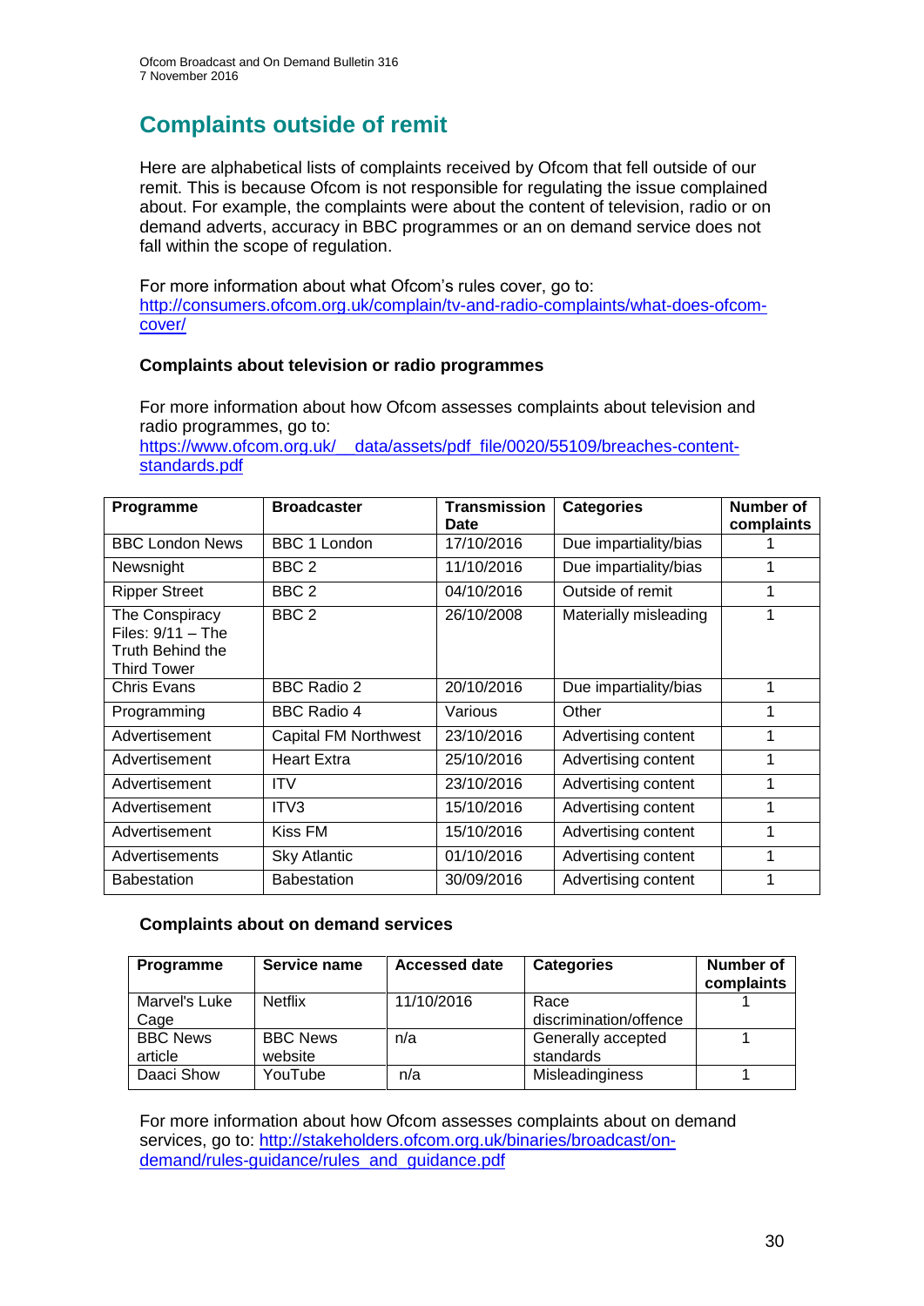# Complaints outside of remit

Here are alphabetical lists of complaints received by Ofcom that fell outside of our remit. This is because Ofcom is not responsible for regulating the issue complained about. For example, the complaints were about the content of television, radio or on demand adverts, accuracy in BBC programmes or an on demand service does not fall within the scope of regulation.

For more information about what Ofcom's rules cover, go to: [http://consumers.ofcom.org.uk/complain/tv-and-radio-complaints/what-does-ofcom-cover/](http://consumers.ofcom.org.uk/complain/tv-and-radio-complaints/what-does-ofcom-cover/)

### Complaints about television or radio programmes

For more information about how Ofcom assesses complaints about television and radio programmes, go to: [https://www.ofcom.org.uk/__data/assets/pdf_file/0020/55109/breaches-content-standards.pdf](https://www.ofcom.org.uk/__data/assets/pdf_file/0020/55109/breaches-content-standards.pdf)

| Programme | Broadcaster | Transmission Date | Categories | Number of complaints |
|---|---|---|---|---|
| BBC London News | BBC 1 London | 17/10/2016 | Due impartiality/bias | 1 |
| Newsnight | BBC 2 | 11/10/2016 | Due impartiality/bias | 1 |
| Ripper Street | BBC 2 | 04/10/2016 | Outside of remit | 1 |
| The Conspiracy Files: 9/11 – The Truth Behind the Third Tower | BBC 2 | 26/10/2008 | Materially misleading | 1 |
| Chris Evans | BBC Radio 2 | 20/10/2016 | Due impartiality/bias | 1 |
| Programming | BBC Radio 4 | Various | Other | 1 |
| Advertisement | Capital FM Northwest | 23/10/2016 | Advertising content | 1 |
| Advertisement | Heart Extra | 25/10/2016 | Advertising content | 1 |
| Advertisement | ITV | 23/10/2016 | Advertising content | 1 |
| Advertisement | ITV3 | 15/10/2016 | Advertising content | 1 |
| Advertisement | Kiss FM | 15/10/2016 | Advertising content | 1 |
| Advertisements | Sky Atlantic | 01/10/2016 | Advertising content | 1 |
| Babestation | Babestation | 30/09/2016 | Advertising content | 1 |

### Complaints about on demand services

| Programme | Service name | Accessed date | Categories | Number of complaints |
|---|---|---|---|---|
| Marvel's Luke Cage | Netflix | 11/10/2016 | Race discrimination/offence | 1 |
| BBC News article | BBC News website | n/a | Generally accepted standards | 1 |
| Daaci Show | YouTube | n/a | Misleadinginess | 1 |

For more information about how Ofcom assesses complaints about on demand services, go to: [http://stakeholders.ofcom.org.uk/binaries/broadcast/on-demand/rules-guidance/rules_and_guidance.pdf](http://stakeholders.ofcom.org.uk/binaries/broadcast/on-demand/rules-guidance/rules_and_guidance.pdf)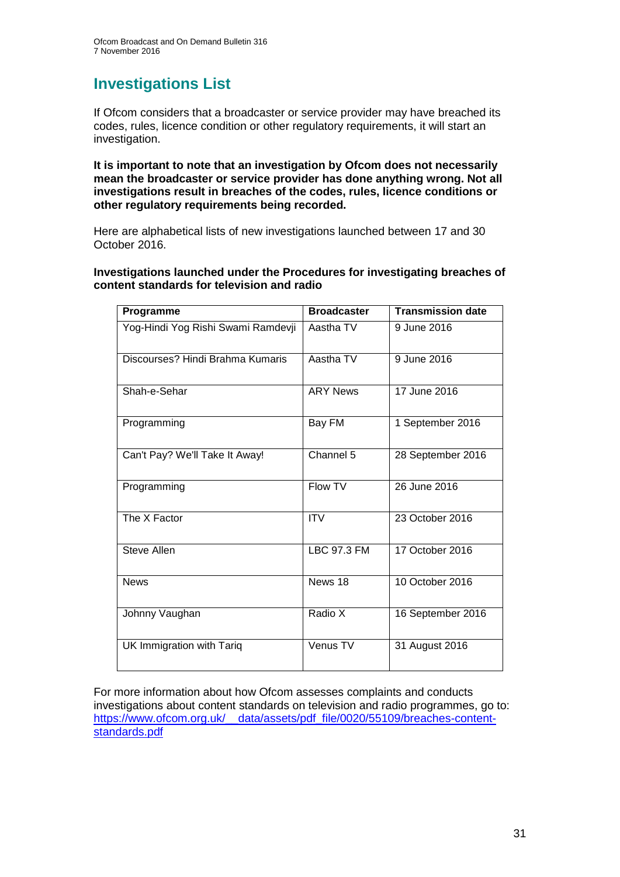# Investigations List

If Ofcom considers that a broadcaster or service provider may have breached its codes, rules, licence condition or other regulatory requirements, it will start an investigation.

**It is important to note that an investigation by Ofcom does not necessarily mean the broadcaster or service provider has done anything wrong. Not all investigations result in breaches of the codes, rules, licence conditions or other regulatory requirements being recorded.**

Here are alphabetical lists of new investigations launched between 17 and 30 October 2016.

**Investigations launched under the Procedures for investigating breaches of content standards for television and radio**

| Programme | Broadcaster | Transmission date |
|---|---|---|
| Yog-Hindi Yog Rishi Swami Ramdevji | Aastha TV | 9 June 2016 |
| Discourses? Hindi Brahma Kumaris | Aastha TV | 9 June 2016 |
| Shah-e-Sehar | ARY News | 17 June 2016 |
| Programming | Bay FM | 1 September 2016 |
| Can't Pay? We'll Take It Away! | Channel 5 | 28 September 2016 |
| Programming | Flow TV | 26 June 2016 |
| The X Factor | ITV | 23 October 2016 |
| Steve Allen | LBC 97.3 FM | 17 October 2016 |
| News | News 18 | 10 October 2016 |
| Johnny Vaughan | Radio X | 16 September 2016 |
| UK Immigration with Tariq | Venus TV | 31 August 2016 |

For more information about how Ofcom assesses complaints and conducts investigations about content standards on television and radio programmes, go to: [https://www.ofcom.org.uk/__data/assets/pdf_file/0020/55109/breaches-content-standards.pdf](https://www.ofcom.org.uk/__data/assets/pdf_file/0020/55109/breaches-content-standards.pdf)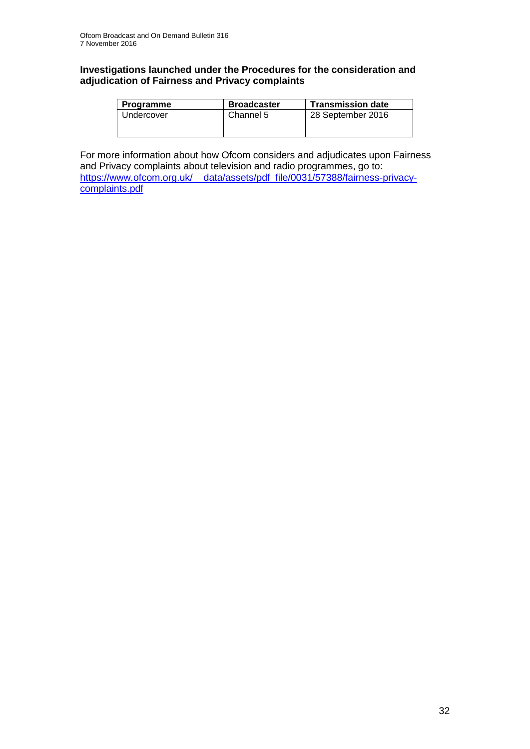**Investigations launched under the Procedures for the consideration and adjudication of Fairness and Privacy complaints**

| Programme | Broadcaster | Transmission date |
|---|---|---|
| Undercover | Channel 5 | 28 September 2016 |

For more information about how Ofcom considers and adjudicates upon Fairness and Privacy complaints about television and radio programmes, go to:
https://www.ofcom.org.uk/__data/assets/pdf_file/0031/57388/fairness-privacy-complaints.pdf